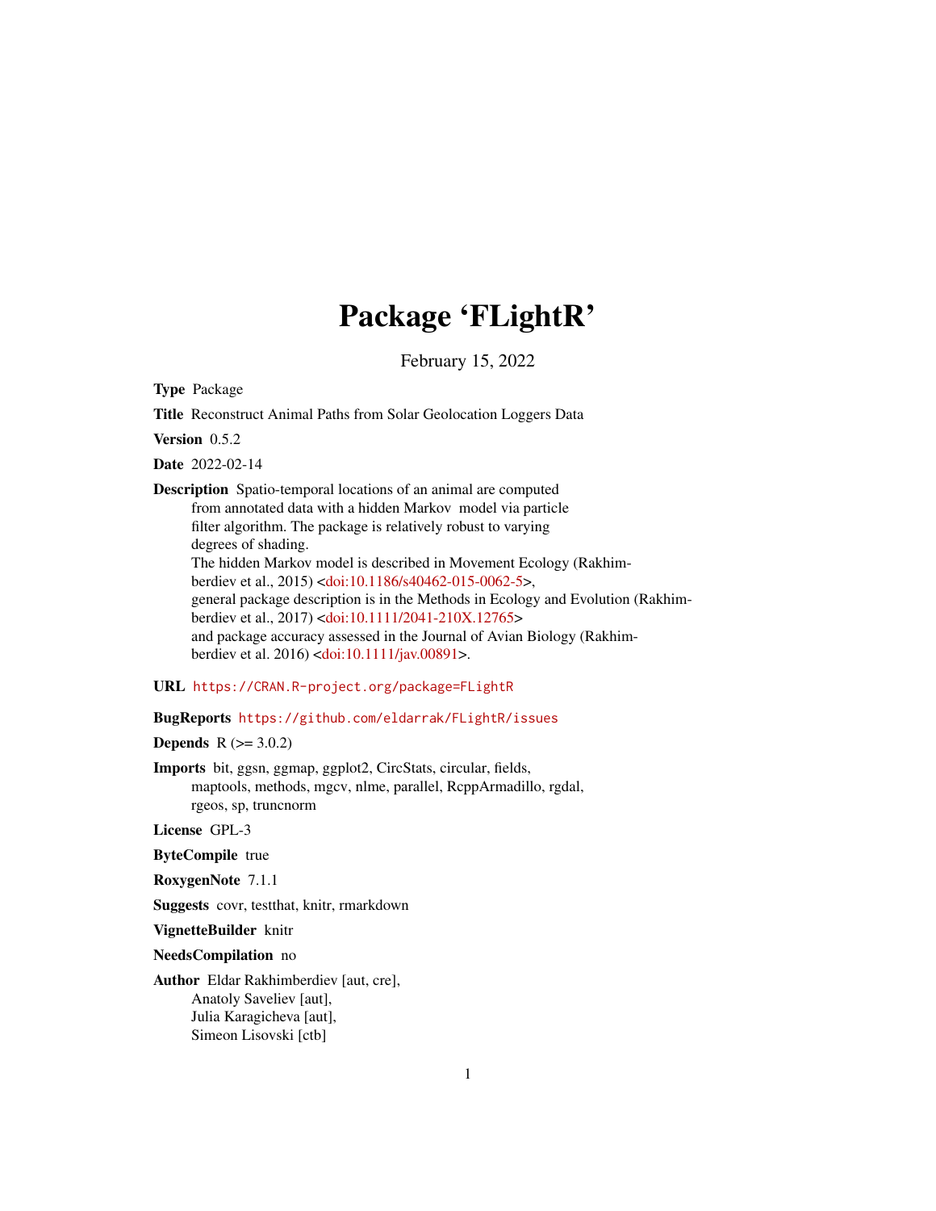# Package 'FLightR'

February 15, 2022

**Type** Package

**Title** Reconstruct Animal Paths from Solar Geolocation Loggers Data

**Version** 0.5.2

**Date** 2022-02-14

**Description** Spatio-temporal locations of an animal are computed from annotated data with a hidden Markov model via particle filter algorithm. The package is relatively robust to varying degrees of shading.
The hidden Markov model is described in Movement Ecology (Rakhimberdiev et al., 2015) <doi:10.1186/s40462-015-0062-5>,
general package description is in the Methods in Ecology and Evolution (Rakhimberdiev et al., 2017) <doi:10.1111/2041-210X.12765>
and package accuracy assessed in the Journal of Avian Biology (Rakhimberdiev et al. 2016) <doi:10.1111/jav.00891>.

**URL** https://CRAN.R-project.org/package=FLightR

**BugReports** https://github.com/eldarrak/FLightR/issues

**Depends** R (>= 3.0.2)

**Imports** bit, ggsn, ggmap, ggplot2, CircStats, circular, fields, maptools, methods, mgcv, nlme, parallel, RcppArmadillo, rgdal, rgeos, sp, truncnorm

**License** GPL-3

**ByteCompile** true

**RoxygenNote** 7.1.1

**Suggests** covr, testthat, knitr, rmarkdown

**VignetteBuilder** knitr

**NeedsCompilation** no

**Author** Eldar Rakhimberdiev [aut, cre],
Anatoly Saveliev [aut],
Julia Karagicheva [aut],
Simeon Lisovski [ctb]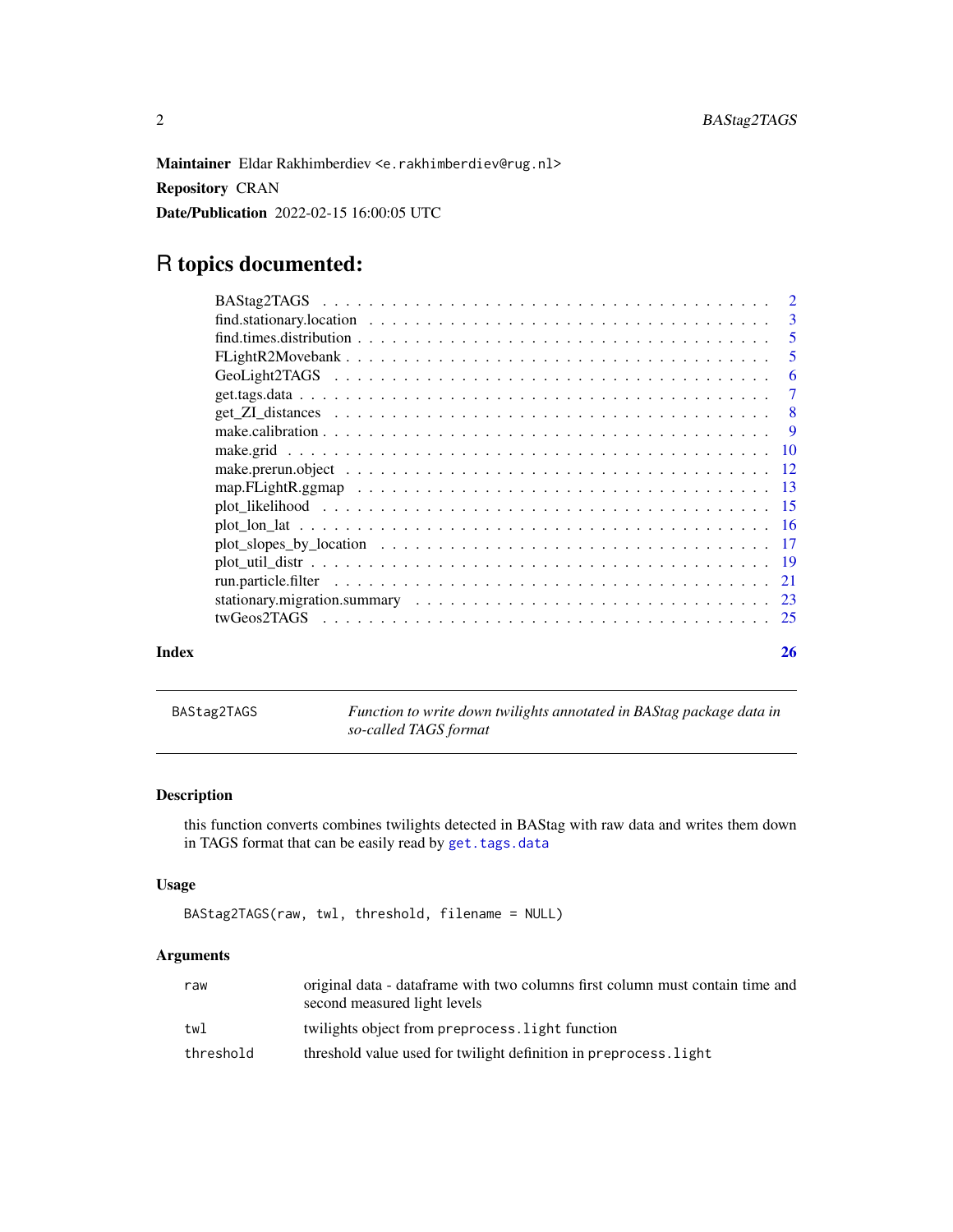**Maintainer** Eldar Rakhimberdiev <e.rakhimberdiev@rug.nl>

**Repository** CRAN

**Date/Publication** 2022-02-15 16:00:05 UTC

# R topics documented:

| | |
|---|---|
| BAStag2TAGS | 2 |
| find.stationary.location | 3 |
| find.times.distribution | 5 |
| FLightR2Movebank | 5 |
| GeoLight2TAGS | 6 |
| get.tags.data | 7 |
| get_ZI_distances | 8 |
| make.calibration | 9 |
| make.grid | 10 |
| make.prerun.object | 12 |
| map.FLightR.ggmap | 13 |
| plot_likelihood | 15 |
| plot_lon_lat | 16 |
| plot_slopes_by_location | 17 |
| plot_util_distr | 19 |
| run.particle.filter | 21 |
| stationary.migration.summary | 23 |
| twGeos2TAGS | 25 |
| **Index** | **26** |

---

## BAStag2TAGS — *Function to write down twilights annotated in BAStag package data in so-called TAGS format*

### Description

this function converts combines twilights detected in BAStag with raw data and writes them down in TAGS format that can be easily read by `get.tags.data`

### Usage

```
BAStag2TAGS(raw, twl, threshold, filename = NULL)
```

### Arguments

| | |
|---|---|
| `raw` | original data - dataframe with two columns first column must contain time and second measured light levels |
| `twl` | twilights object from `preprocess.light` function |
| `threshold` | threshold value used for twilight definition in `preprocess.light` |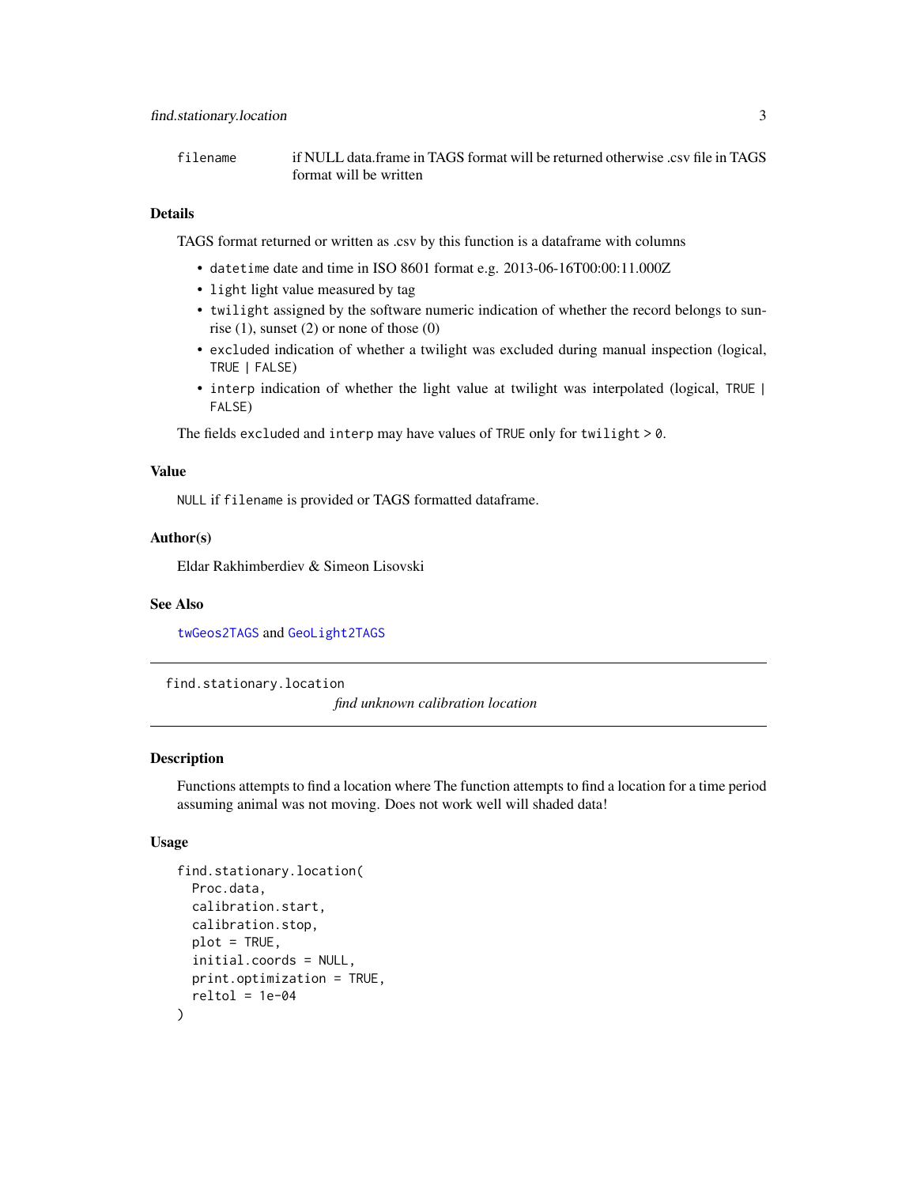filename if NULL data.frame in TAGS format will be returned otherwise .csv file in TAGS format will be written

### Details

TAGS format returned or written as .csv by this function is a dataframe with columns

- `datetime` date and time in ISO 8601 format e.g. 2013-06-16T00:00:11.000Z
- `light` light value measured by tag
- `twilight` assigned by the software numeric indication of whether the record belongs to sunrise (1), sunset (2) or none of those (0)
- `excluded` indication of whether a twilight was excluded during manual inspection (logical, `TRUE | FALSE`)
- `interp` indication of whether the light value at twilight was interpolated (logical, `TRUE | FALSE`)

The fields `excluded` and `interp` may have values of `TRUE` only for `twilight > 0`.

### Value

`NULL` if `filename` is provided or TAGS formatted dataframe.

### Author(s)

Eldar Rakhimberdiev & Simeon Lisovski

### See Also

`twGeos2TAGS` and `GeoLight2TAGS`

---

## find.stationary.location

*find unknown calibration location*

---

### Description

Functions attempts to find a location where The function attempts to find a location for a time period assuming animal was not moving. Does not work well will shaded data!

### Usage

```
find.stationary.location(
  Proc.data,
  calibration.start,
  calibration.stop,
  plot = TRUE,
  initial.coords = NULL,
  print.optimization = TRUE,
  reltol = 1e-04
)
```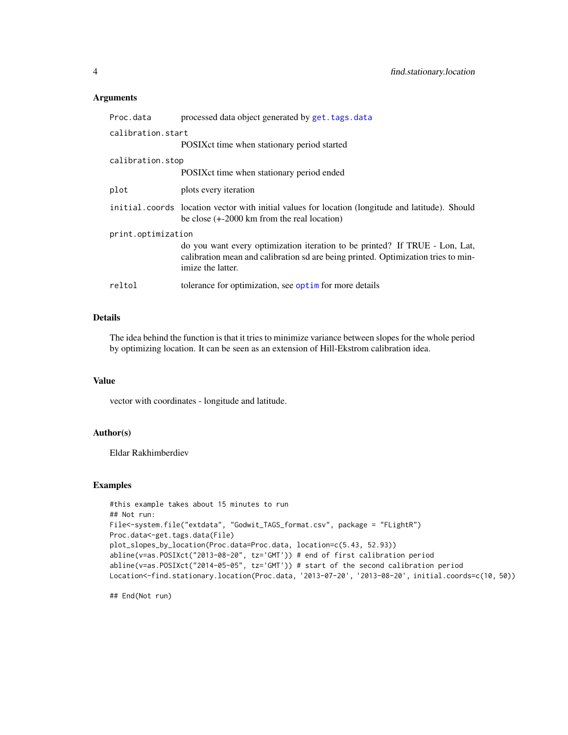### Arguments

- `Proc.data` processed data object generated by `get.tags.data`
- `calibration.start` POSIXct time when stationary period started
- `calibration.stop` POSIXct time when stationary period ended
- `plot` plots every iteration
- `initial.coords` location vector with initial values for location (longitude and latitude). Should be close (+-2000 km from the real location)
- `print.optimization` do you want every optimization iteration to be printed? If TRUE - Lon, Lat, calibration mean and calibration sd are being printed. Optimization tries to minimize the latter.
- `reltol` tolerance for optimization, see `optim` for more details

### Details

The idea behind the function is that it tries to minimize variance between slopes for the whole period by optimizing location. It can be seen as an extension of Hill-Ekstrom calibration idea.

### Value

vector with coordinates - longitude and latitude.

### Author(s)

Eldar Rakhimberdiev

### Examples

```
#this example takes about 15 minutes to run
## Not run:
File<-system.file("extdata", "Godwit_TAGS_format.csv", package = "FLightR")
Proc.data<-get.tags.data(File)
plot_slopes_by_location(Proc.data=Proc.data, location=c(5.43, 52.93))
abline(v=as.POSIXct("2013-08-20", tz='GMT')) # end of first calibration period
abline(v=as.POSIXct("2014-05-05", tz='GMT')) # start of the second calibration period
Location<-find.stationary.location(Proc.data, '2013-07-20', '2013-08-20', initial.coords=c(10, 50))

## End(Not run)
```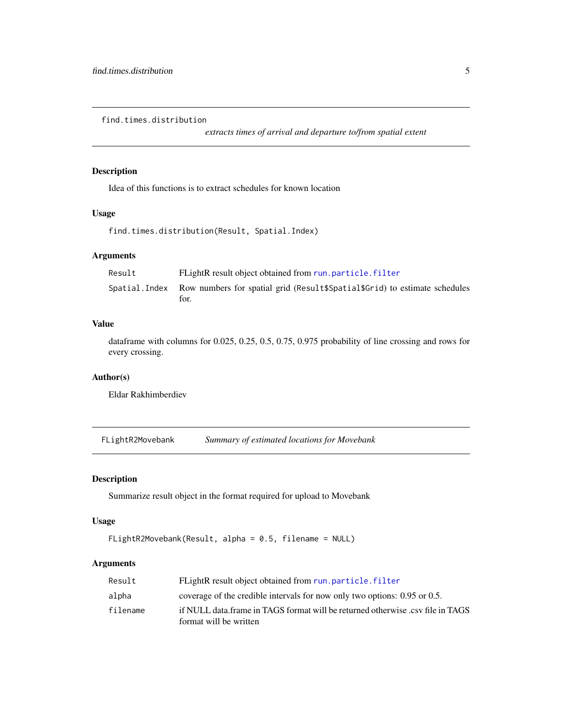## find.times.distribution

*extracts times of arrival and departure to/from spatial extent*

### Description

Idea of this functions is to extract schedules for known location

### Usage

```
find.times.distribution(Result, Spatial.Index)
```

### Arguments

| | |
|---|---|
| `Result` | FLightR result object obtained from `run.particle.filter` |
| `Spatial.Index` | Row numbers for spatial grid (`Result$Spatial$Grid`) to estimate schedules for. |

### Value

dataframe with columns for 0.025, 0.25, 0.5, 0.75, 0.975 probability of line crossing and rows for every crossing.

### Author(s)

Eldar Rakhimberdiev

## FLightR2Movebank

*Summary of estimated locations for Movebank*

### Description

Summarize result object in the format required for upload to Movebank

### Usage

```
FLightR2Movebank(Result, alpha = 0.5, filename = NULL)
```

### Arguments

| | |
|---|---|
| `Result` | FLightR result object obtained from `run.particle.filter` |
| `alpha` | coverage of the credible intervals for now only two options: 0.95 or 0.5. |
| `filename` | if NULL data.frame in TAGS format will be returned otherwise .csv file in TAGS format will be written |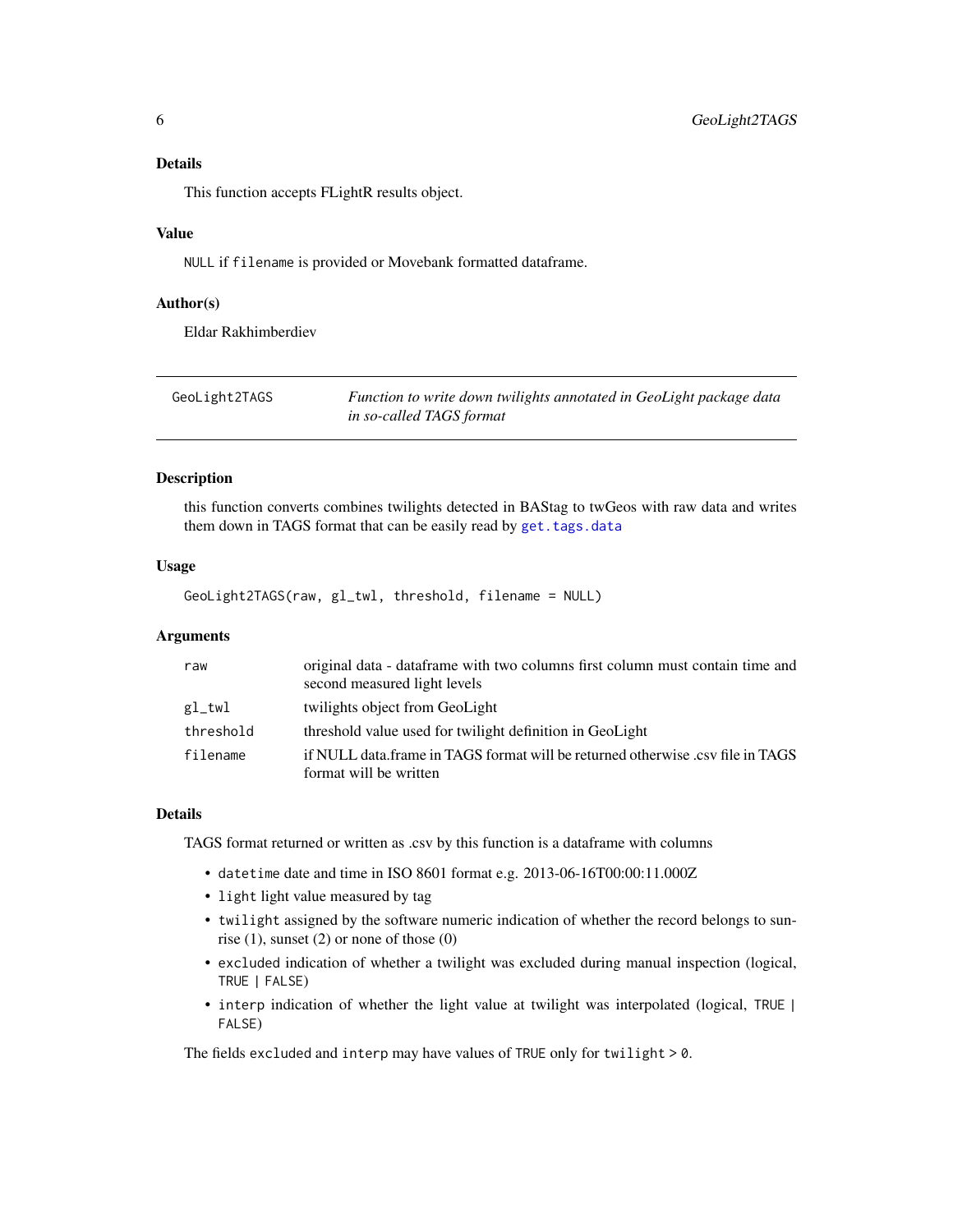### Details

This function accepts FLightR results object.

### Value

`NULL` if `filename` is provided or Movebank formatted dataframe.

### Author(s)

Eldar Rakhimberdiev

---

## GeoLight2TAGS

*Function to write down twilights annotated in GeoLight package data in so-called TAGS format*

---

### Description

this function converts combines twilights detected in BAStag to twGeos with raw data and writes them down in TAGS format that can be easily read by `get.tags.data`

### Usage

```
GeoLight2TAGS(raw, gl_twl, threshold, filename = NULL)
```

### Arguments

| | |
|---|---|
| `raw` | original data - dataframe with two columns first column must contain time and second measured light levels |
| `gl_twl` | twilights object from GeoLight |
| `threshold` | threshold value used for twilight definition in GeoLight |
| `filename` | if NULL data.frame in TAGS format will be returned otherwise .csv file in TAGS format will be written |

### Details

TAGS format returned or written as .csv by this function is a dataframe with columns

- `datetime` date and time in ISO 8601 format e.g. 2013-06-16T00:00:11.000Z
- `light` light value measured by tag
- `twilight` assigned by the software numeric indication of whether the record belongs to sunrise (1), sunset (2) or none of those (0)
- `excluded` indication of whether a twilight was excluded during manual inspection (logical, `TRUE | FALSE`)
- `interp` indication of whether the light value at twilight was interpolated (logical, `TRUE | FALSE`)

The fields `excluded` and `interp` may have values of `TRUE` only for `twilight > 0`.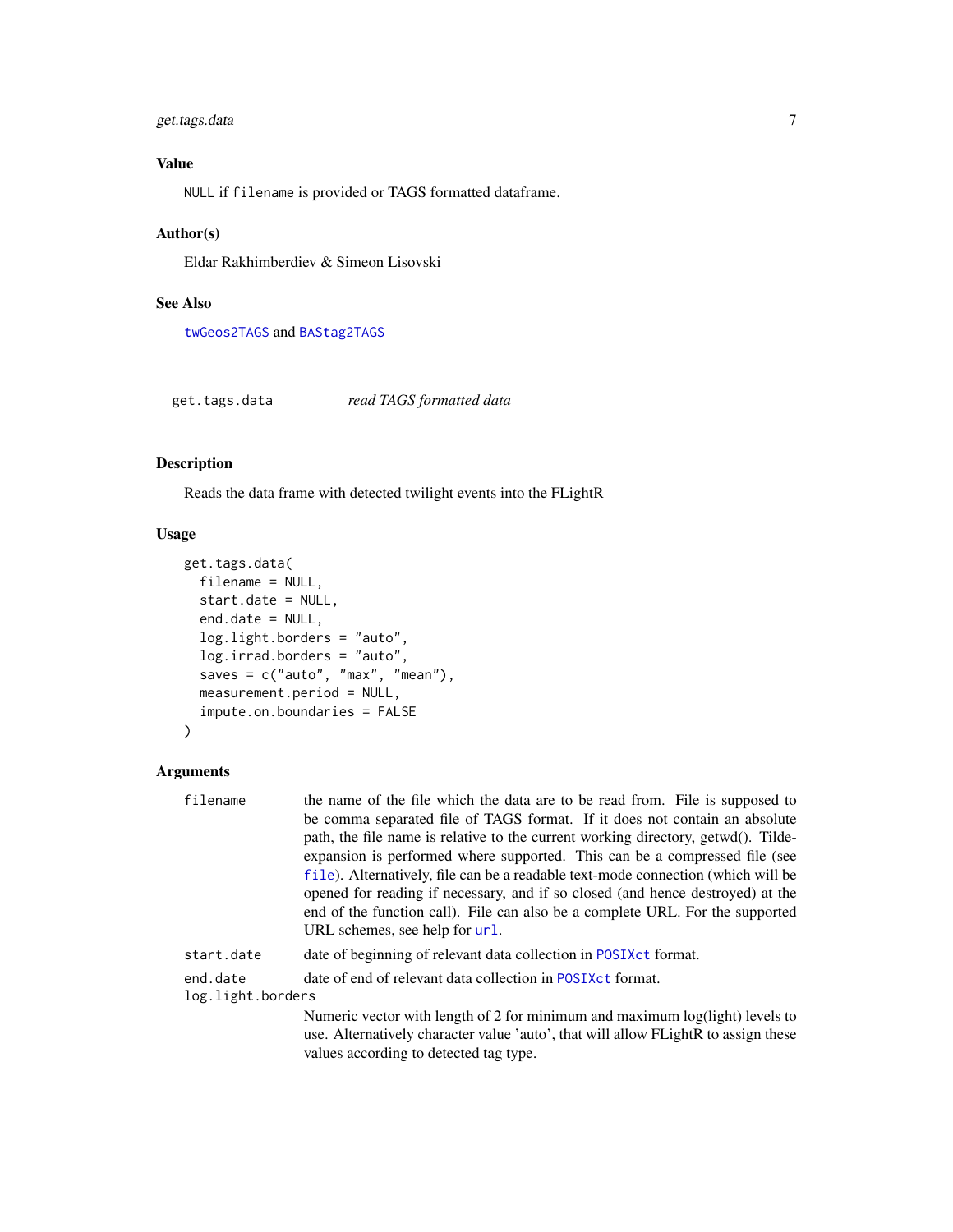## Value

`NULL` if `filename` is provided or TAGS formatted dataframe.

## Author(s)

Eldar Rakhimberdiev & Simeon Lisovski

## See Also

`twGeos2TAGS` and `BAStag2TAGS`

---

# get.tags.data — *read TAGS formatted data*

## Description

Reads the data frame with detected twilight events into the FLightR

## Usage

```
get.tags.data(
  filename = NULL,
  start.date = NULL,
  end.date = NULL,
  log.light.borders = "auto",
  log.irrad.borders = "auto",
  saves = c("auto", "max", "mean"),
  measurement.period = NULL,
  impute.on.boundaries = FALSE
)
```

## Arguments

- `filename` — the name of the file which the data are to be read from. File is supposed to be comma separated file of TAGS format. If it does not contain an absolute path, the file name is relative to the current working directory, getwd(). Tilde-expansion is performed where supported. This can be a compressed file (see `file`). Alternatively, file can be a readable text-mode connection (which will be opened for reading if necessary, and if so closed (and hence destroyed) at the end of the function call). File can also be a complete URL. For the supported URL schemes, see help for `url`.
- `start.date` — date of beginning of relevant data collection in `POSIXct` format.
- `end.date` — date of end of relevant data collection in `POSIXct` format.
- `log.light.borders` — Numeric vector with length of 2 for minimum and maximum log(light) levels to use. Alternatively character value 'auto', that will allow FLightR to assign these values according to detected tag type.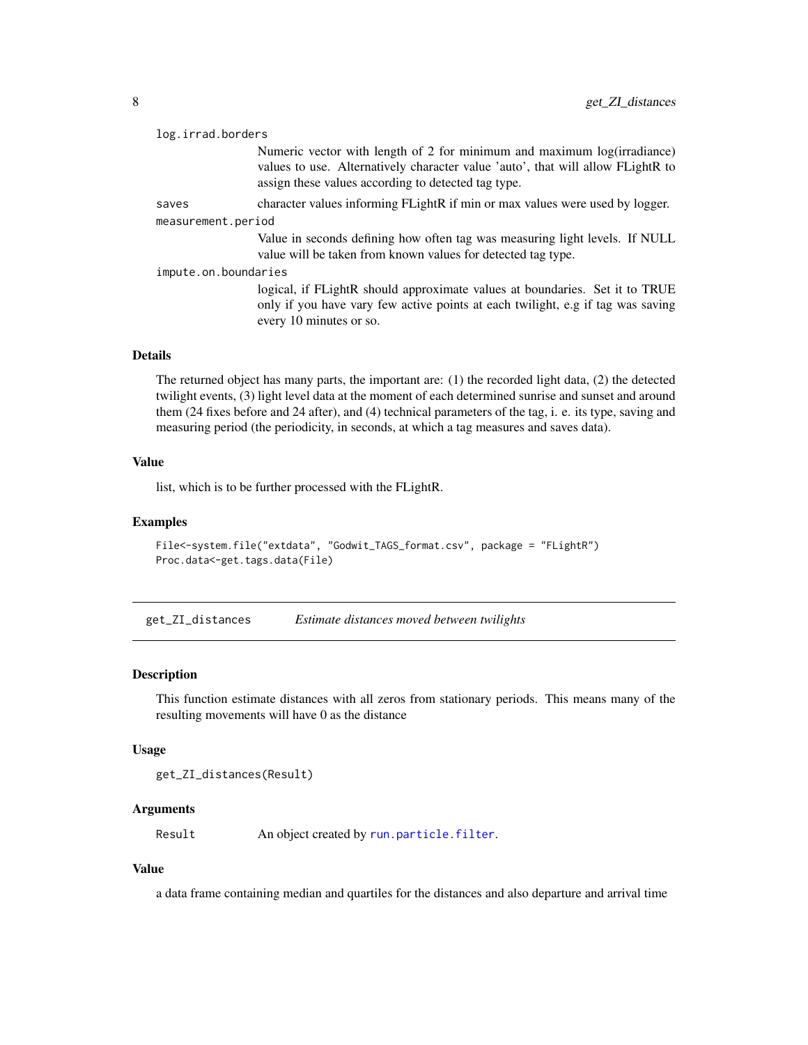log.irrad.borders
: Numeric vector with length of 2 for minimum and maximum log(irradiance) values to use. Alternatively character value 'auto', that will allow FLightR to assign these values according to detected tag type.

saves
: character values informing FLightR if min or max values were used by logger.

measurement.period
: Value in seconds defining how often tag was measuring light levels. If NULL value will be taken from known values for detected tag type.

impute.on.boundaries
: logical, if FLightR should approximate values at boundaries. Set it to TRUE only if you have vary few active points at each twilight, e.g if tag was saving every 10 minutes or so.

### Details

The returned object has many parts, the important are: (1) the recorded light data, (2) the detected twilight events, (3) light level data at the moment of each determined sunrise and sunset and around them (24 fixes before and 24 after), and (4) technical parameters of the tag, i. e. its type, saving and measuring period (the periodicity, in seconds, at which a tag measures and saves data).

### Value

list, which is to be further processed with the FLightR.

### Examples

```
File<-system.file("extdata", "Godwit_TAGS_format.csv", package = "FLightR")
Proc.data<-get.tags.data(File)
```

---

## get_ZI_distances — *Estimate distances moved between twilights*

### Description

This function estimate distances with all zeros from stationary periods. This means many of the resulting movements will have 0 as the distance

### Usage

```
get_ZI_distances(Result)
```

### Arguments

Result
: An object created by run.particle.filter.

### Value

a data frame containing median and quartiles for the distances and also departure and arrival time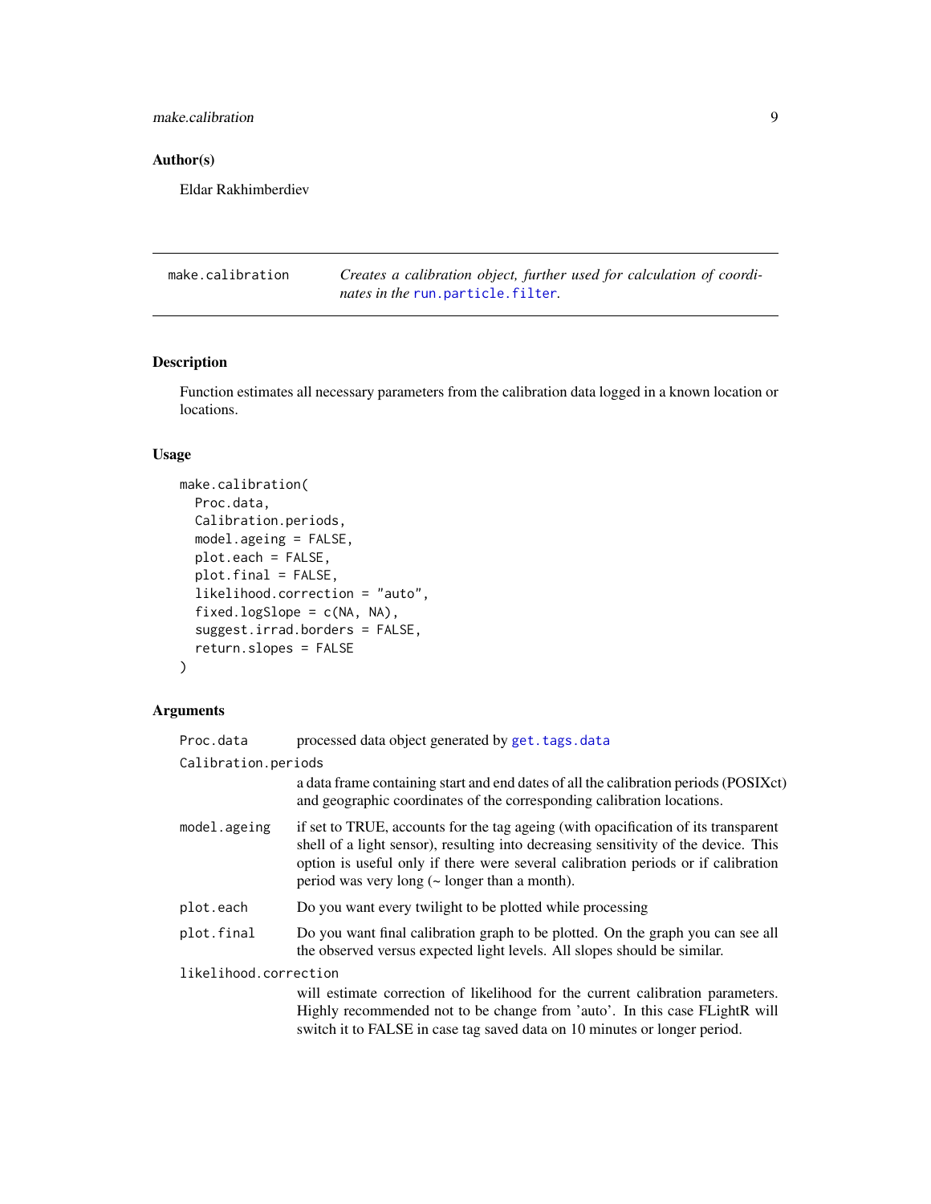## Author(s)

Eldar Rakhimberdiev

---

`make.calibration` *Creates a calibration object, further used for calculation of coordinates in the* `run.particle.filter`*.*

---

## Description

Function estimates all necessary parameters from the calibration data logged in a known location or locations.

## Usage

```
make.calibration(
  Proc.data,
  Calibration.periods,
  model.ageing = FALSE,
  plot.each = FALSE,
  plot.final = FALSE,
  likelihood.correction = "auto",
  fixed.logSlope = c(NA, NA),
  suggest.irrad.borders = FALSE,
  return.slopes = FALSE
)
```

## Arguments

`Proc.data` processed data object generated by `get.tags.data`

`Calibration.periods`
a data frame containing start and end dates of all the calibration periods (POSIXct) and geographic coordinates of the corresponding calibration locations.

`model.ageing` if set to TRUE, accounts for the tag ageing (with opacification of its transparent shell of a light sensor), resulting into decreasing sensitivity of the device. This option is useful only if there were several calibration periods or if calibration period was very long (~ longer than a month).

`plot.each` Do you want every twilight to be plotted while processing

`plot.final` Do you want final calibration graph to be plotted. On the graph you can see all the observed versus expected light levels. All slopes should be similar.

`likelihood.correction`
will estimate correction of likelihood for the current calibration parameters. Highly recommended not to be change from 'auto'. In this case FLightR will switch it to FALSE in case tag saved data on 10 minutes or longer period.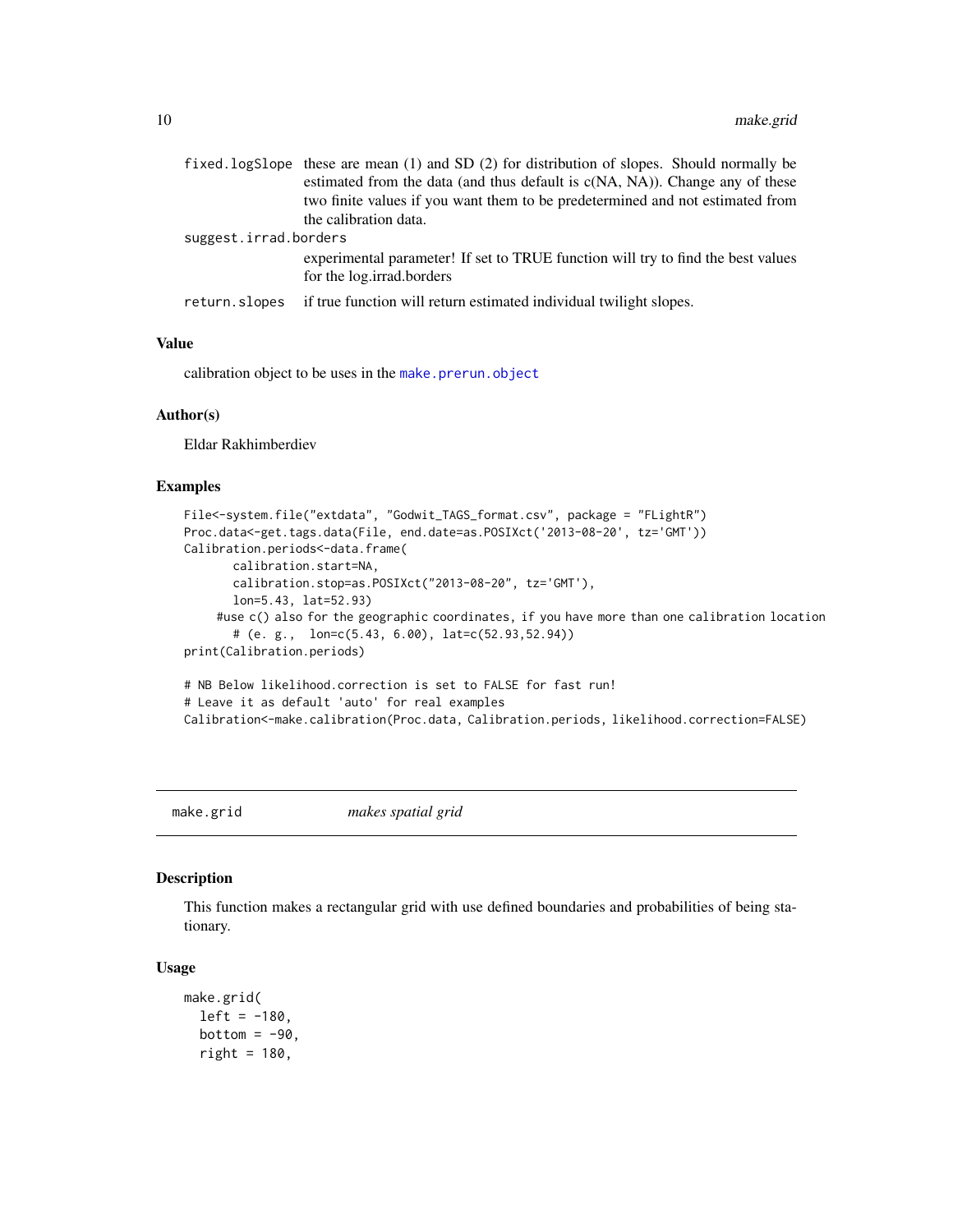| | |
|---|---|
| fixed.logSlope | these are mean (1) and SD (2) for distribution of slopes. Should normally be estimated from the data (and thus default is c(NA, NA)). Change any of these two finite values if you want them to be predetermined and not estimated from the calibration data. |
| suggest.irrad.borders | experimental parameter! If set to TRUE function will try to find the best values for the log.irrad.borders |
| return.slopes | if true function will return estimated individual twilight slopes. |

### Value

calibration object to be uses in the make.prerun.object

### Author(s)

Eldar Rakhimberdiev

### Examples

```
File<-system.file("extdata", "Godwit_TAGS_format.csv", package = "FLightR")
Proc.data<-get.tags.data(File, end.date=as.POSIXct('2013-08-20', tz='GMT'))
Calibration.periods<-data.frame(
      calibration.start=NA,
      calibration.stop=as.POSIXct("2013-08-20", tz='GMT'),
      lon=5.43, lat=52.93)
    #use c() also for the geographic coordinates, if you have more than one calibration location
      # (e. g.,  lon=c(5.43, 6.00), lat=c(52.93,52.94))
print(Calibration.periods)

# NB Below likelihood.correction is set to FALSE for fast run!
# Leave it as default 'auto' for real examples
Calibration<-make.calibration(Proc.data, Calibration.periods, likelihood.correction=FALSE)
```

## make.grid    *makes spatial grid*

### Description

This function makes a rectangular grid with use defined boundaries and probabilities of being stationary.

### Usage

```
make.grid(
  left = -180,
  bottom = -90,
  right = 180,
```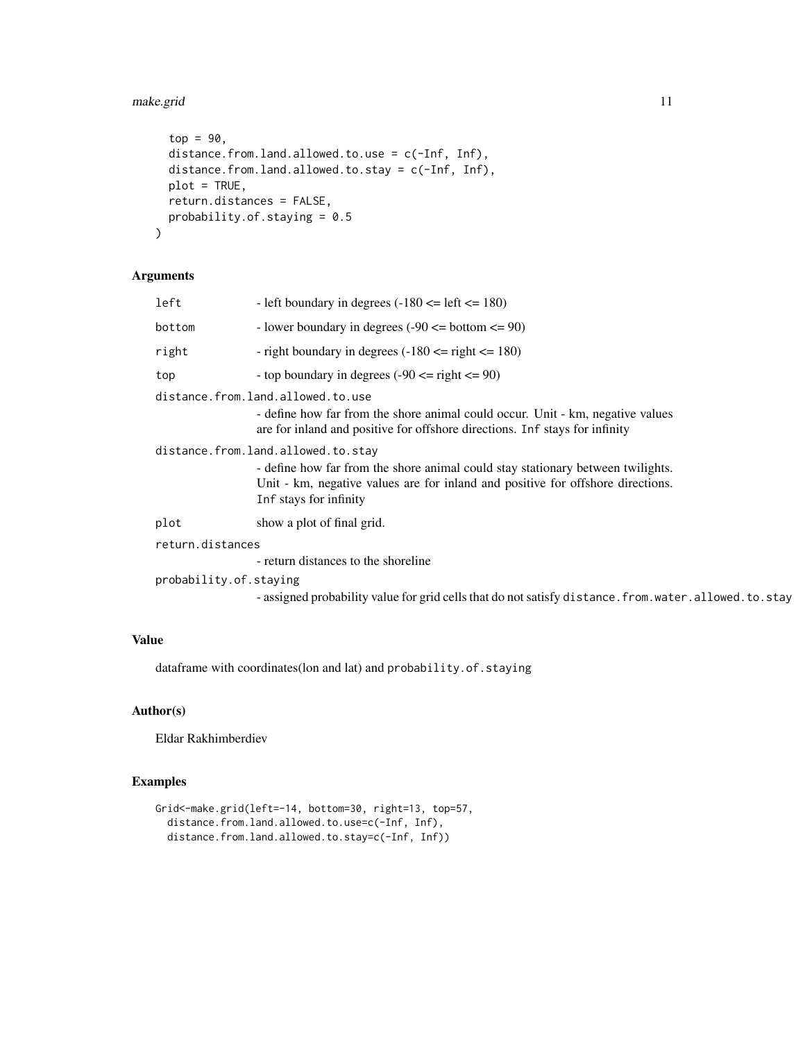```
  top = 90,
  distance.from.land.allowed.to.use = c(-Inf, Inf),
  distance.from.land.allowed.to.stay = c(-Inf, Inf),
  plot = TRUE,
  return.distances = FALSE,
  probability.of.staying = 0.5
)
```

## Arguments

`left` - left boundary in degrees (-180 <= left <= 180)

`bottom` - lower boundary in degrees (-90 <= bottom <= 90)

`right` - right boundary in degrees (-180 <= right <= 180)

`top` - top boundary in degrees (-90 <= right <= 90)

`distance.from.land.allowed.to.use`
- define how far from the shore animal could occur. Unit - km, negative values are for inland and positive for offshore directions. `Inf` stays for infinity

`distance.from.land.allowed.to.stay`
- define how far from the shore animal could stay stationary between twilights. Unit - km, negative values are for inland and positive for offshore directions. `Inf` stays for infinity

`plot` show a plot of final grid.

`return.distances`
- return distances to the shoreline

`probability.of.staying`
- assigned probability value for grid cells that do not satisfy `distance.from.water.allowed.to.stay`

## Value

dataframe with coordinates(lon and lat) and `probability.of.staying`

## Author(s)

Eldar Rakhimberdiev

## Examples

```
Grid<-make.grid(left=-14, bottom=30, right=13, top=57,
  distance.from.land.allowed.to.use=c(-Inf, Inf),
  distance.from.land.allowed.to.stay=c(-Inf, Inf))
```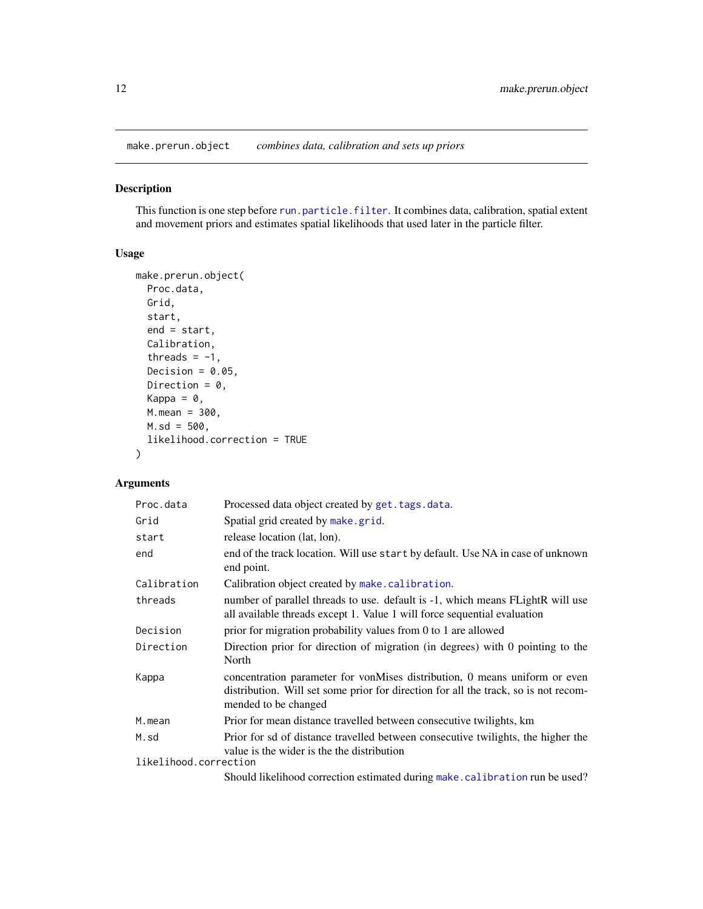## make.prerun.object — *combines data, calibration and sets up priors*

### Description

This function is one step before `run.particle.filter`. It combines data, calibration, spatial extent and movement priors and estimates spatial likelihoods that used later in the particle filter.

### Usage

```
make.prerun.object(
  Proc.data,
  Grid,
  start,
  end = start,
  Calibration,
  threads = -1,
  Decision = 0.05,
  Direction = 0,
  Kappa = 0,
  M.mean = 300,
  M.sd = 500,
  likelihood.correction = TRUE
)
```

### Arguments

| Argument | Description |
|---|---|
| `Proc.data` | Processed data object created by `get.tags.data`. |
| `Grid` | Spatial grid created by `make.grid`. |
| `start` | release location (lat, lon). |
| `end` | end of the track location. Will use `start` by default. Use NA in case of unknown end point. |
| `Calibration` | Calibration object created by `make.calibration`. |
| `threads` | number of parallel threads to use. default is -1, which means FLightR will use all available threads except 1. Value 1 will force sequential evaluation |
| `Decision` | prior for migration probability values from 0 to 1 are allowed |
| `Direction` | Direction prior for direction of migration (in degrees) with 0 pointing to the North |
| `Kappa` | concentration parameter for vonMises distribution, 0 means uniform or even distribution. Will set some prior for direction for all the track, so is not recommended to be changed |
| `M.mean` | Prior for mean distance travelled between consecutive twilights, km |
| `M.sd` | Prior for sd of distance travelled between consecutive twilights, the higher the value is the wider is the the distribution |
| `likelihood.correction` | Should likelihood correction estimated during `make.calibration` run be used? |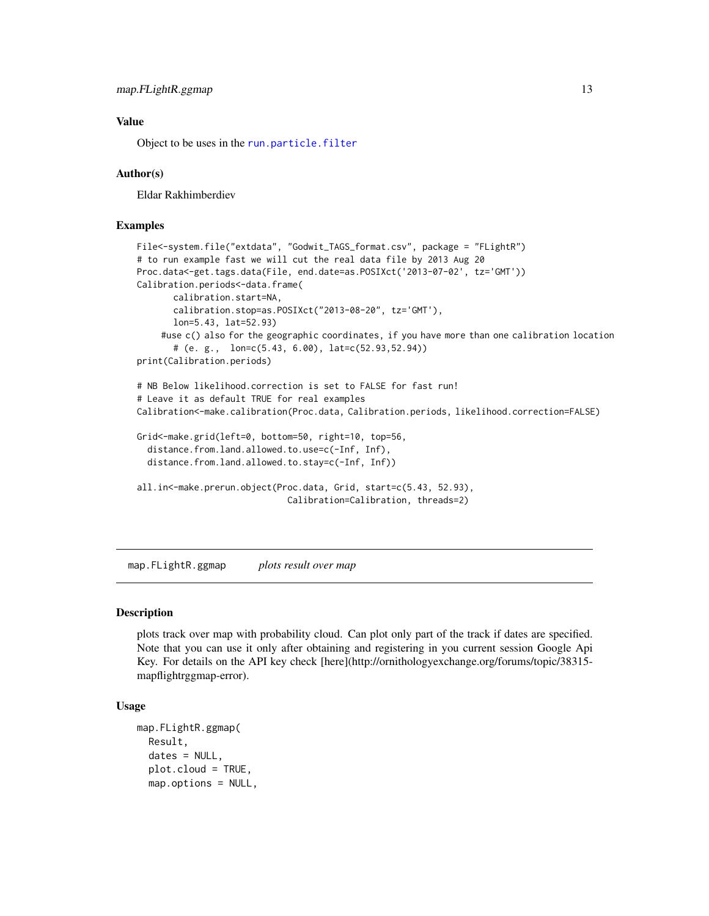### Value

Object to be uses in the run.particle.filter

### Author(s)

Eldar Rakhimberdiev

### Examples

```
File<-system.file("extdata", "Godwit_TAGS_format.csv", package = "FLightR")
# to run example fast we will cut the real data file by 2013 Aug 20
Proc.data<-get.tags.data(File, end.date=as.POSIXct('2013-07-02', tz='GMT'))
Calibration.periods<-data.frame(
       calibration.start=NA,
       calibration.stop=as.POSIXct("2013-08-20", tz='GMT'),
       lon=5.43, lat=52.93)
     #use c() also for the geographic coordinates, if you have more than one calibration location
       # (e. g.,  lon=c(5.43, 6.00), lat=c(52.93,52.94))
print(Calibration.periods)

# NB Below likelihood.correction is set to FALSE for fast run!
# Leave it as default TRUE for real examples
Calibration<-make.calibration(Proc.data, Calibration.periods, likelihood.correction=FALSE)

Grid<-make.grid(left=0, bottom=50, right=10, top=56,
  distance.from.land.allowed.to.use=c(-Inf, Inf),
  distance.from.land.allowed.to.stay=c(-Inf, Inf))

all.in<-make.prerun.object(Proc.data, Grid, start=c(5.43, 52.93),
                            Calibration=Calibration, threads=2)
```

---

## map.FLightR.ggmap *plots result over map*

### Description

plots track over map with probability cloud. Can plot only part of the track if dates are specified. Note that you can use it only after obtaining and registering in you current session Google Api Key. For details on the API key check [here](http://ornithologyexchange.org/forums/topic/38315-mapflightrggmap-error).

### Usage

```
map.FLightR.ggmap(
  Result,
  dates = NULL,
  plot.cloud = TRUE,
  map.options = NULL,
```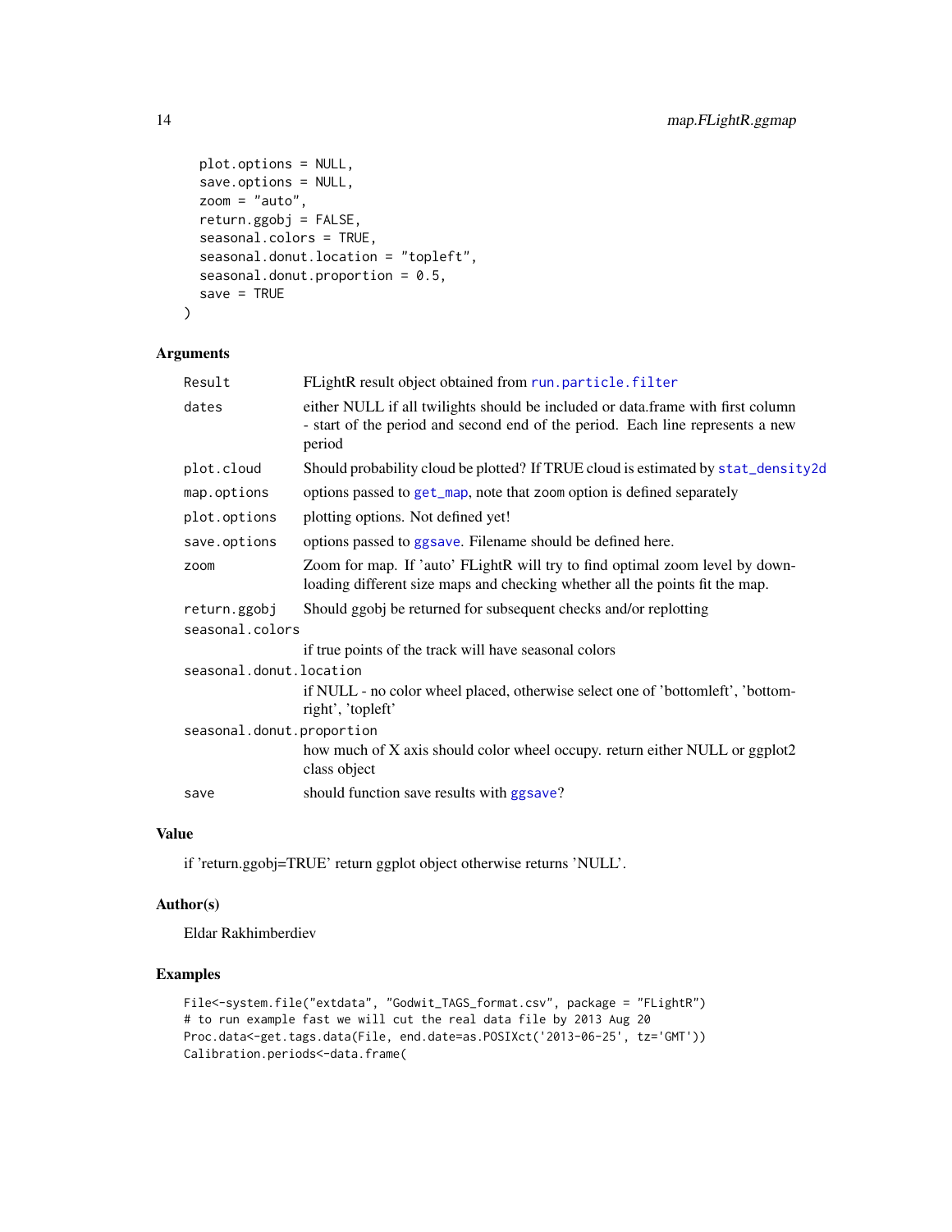```
  plot.options = NULL,
  save.options = NULL,
  zoom = "auto",
  return.ggobj = FALSE,
  seasonal.colors = TRUE,
  seasonal.donut.location = "topleft",
  seasonal.donut.proportion = 0.5,
  save = TRUE
)
```

## Arguments

| | |
|---|---|
| Result | FLightR result object obtained from run.particle.filter |
| dates | either NULL if all twilights should be included or data.frame with first column - start of the period and second end of the period. Each line represents a new period |
| plot.cloud | Should probability cloud be plotted? If TRUE cloud is estimated by stat_density2d |
| map.options | options passed to get_map, note that zoom option is defined separately |
| plot.options | plotting options. Not defined yet! |
| save.options | options passed to ggsave. Filename should be defined here. |
| zoom | Zoom for map. If 'auto' FLightR will try to find optimal zoom level by downloading different size maps and checking whether all the points fit the map. |
| return.ggobj | Should ggobj be returned for subsequent checks and/or replotting |
| seasonal.colors | if true points of the track will have seasonal colors |
| seasonal.donut.location | if NULL - no color wheel placed, otherwise select one of 'bottomleft', 'bottomright', 'topleft' |
| seasonal.donut.proportion | how much of X axis should color wheel occupy. return either NULL or ggplot2 class object |
| save | should function save results with ggsave? |

## Value

if 'return.ggobj=TRUE' return ggplot object otherwise returns 'NULL'.

## Author(s)

Eldar Rakhimberdiev

## Examples

```
File<-system.file("extdata", "Godwit_TAGS_format.csv", package = "FLightR")
# to run example fast we will cut the real data file by 2013 Aug 20
Proc.data<-get.tags.data(File, end.date=as.POSIXct('2013-06-25', tz='GMT'))
Calibration.periods<-data.frame(
```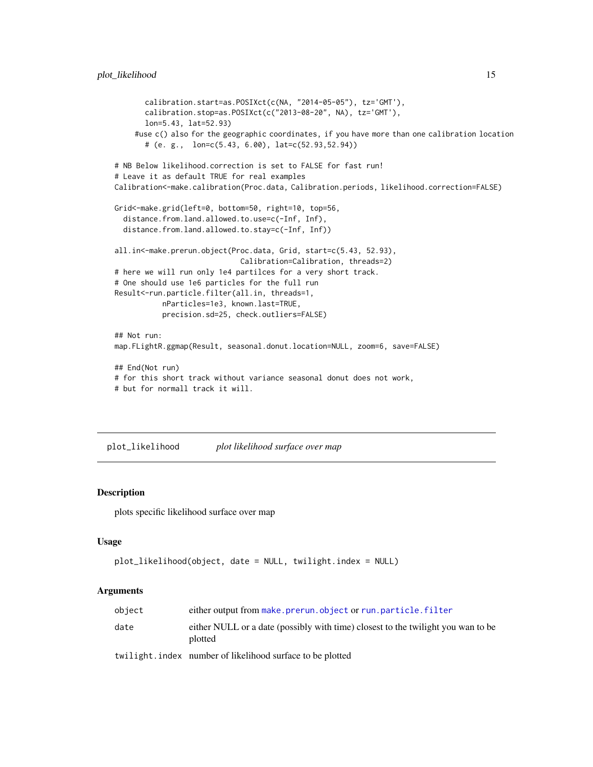```
        calibration.start=as.POSIXct(c(NA, "2014-05-05"), tz='GMT'),
        calibration.stop=as.POSIXct(c("2013-08-20", NA), tz='GMT'),
        lon=5.43, lat=52.93)
      #use c() also for the geographic coordinates, if you have more than one calibration location
        # (e. g.,  lon=c(5.43, 6.00), lat=c(52.93,52.94))

# NB Below likelihood.correction is set to FALSE for fast run!
# Leave it as default TRUE for real examples
Calibration<-make.calibration(Proc.data, Calibration.periods, likelihood.correction=FALSE)

Grid<-make.grid(left=0, bottom=50, right=10, top=56,
  distance.from.land.allowed.to.use=c(-Inf, Inf),
  distance.from.land.allowed.to.stay=c(-Inf, Inf))

all.in<-make.prerun.object(Proc.data, Grid, start=c(5.43, 52.93),
                           Calibration=Calibration, threads=2)
# here we will run only 1e4 partilces for a very short track.
# One should use 1e6 particles for the full run
Result<-run.particle.filter(all.in, threads=1,
           nParticles=1e3, known.last=TRUE,
           precision.sd=25, check.outliers=FALSE)

## Not run:
map.FLightR.ggmap(Result, seasonal.donut.location=NULL, zoom=6, save=FALSE)

## End(Not run)
# for this short track without variance seasonal donut does not work,
# but for normall track it will.
```

## plot_likelihood    *plot likelihood surface over map*

### Description

plots specific likelihood surface over map

### Usage

```
plot_likelihood(object, date = NULL, twilight.index = NULL)
```

### Arguments

| | |
|---|---|
| object | either output from make.prerun.object or run.particle.filter |
| date | either NULL or a date (possibly with time) closest to the twilight you wan to be plotted |
| twilight.index | number of likelihood surface to be plotted |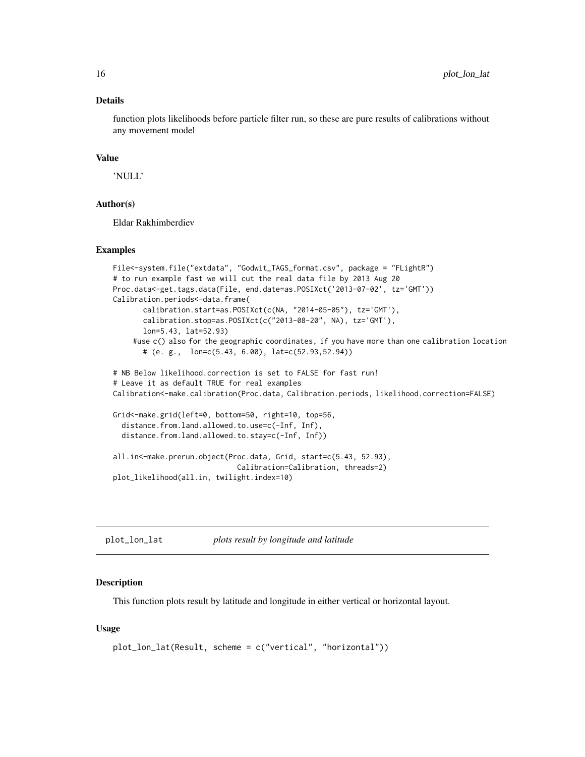### Details

function plots likelihoods before particle filter run, so these are pure results of calibrations without any movement model

### Value

'NULL'

### Author(s)

Eldar Rakhimberdiev

### Examples

```
File<-system.file("extdata", "Godwit_TAGS_format.csv", package = "FLightR")
# to run example fast we will cut the real data file by 2013 Aug 20
Proc.data<-get.tags.data(File, end.date=as.POSIXct('2013-07-02', tz='GMT'))
Calibration.periods<-data.frame(
       calibration.start=as.POSIXct(c(NA, "2014-05-05"), tz='GMT'),
       calibration.stop=as.POSIXct(c("2013-08-20", NA), tz='GMT'),
       lon=5.43, lat=52.93)
     #use c() also for the geographic coordinates, if you have more than one calibration location
       # (e. g.,  lon=c(5.43, 6.00), lat=c(52.93,52.94))

# NB Below likelihood.correction is set to FALSE for fast run!
# Leave it as default TRUE for real examples
Calibration<-make.calibration(Proc.data, Calibration.periods, likelihood.correction=FALSE)

Grid<-make.grid(left=0, bottom=50, right=10, top=56,
  distance.from.land.allowed.to.use=c(-Inf, Inf),
  distance.from.land.allowed.to.stay=c(-Inf, Inf))

all.in<-make.prerun.object(Proc.data, Grid, start=c(5.43, 52.93),
                             Calibration=Calibration, threads=2)
plot_likelihood(all.in, twilight.index=10)
```

---

## plot_lon_lat — *plots result by longitude and latitude*

### Description

This function plots result by latitude and longitude in either vertical or horizontal layout.

### Usage

```
plot_lon_lat(Result, scheme = c("vertical", "horizontal"))
```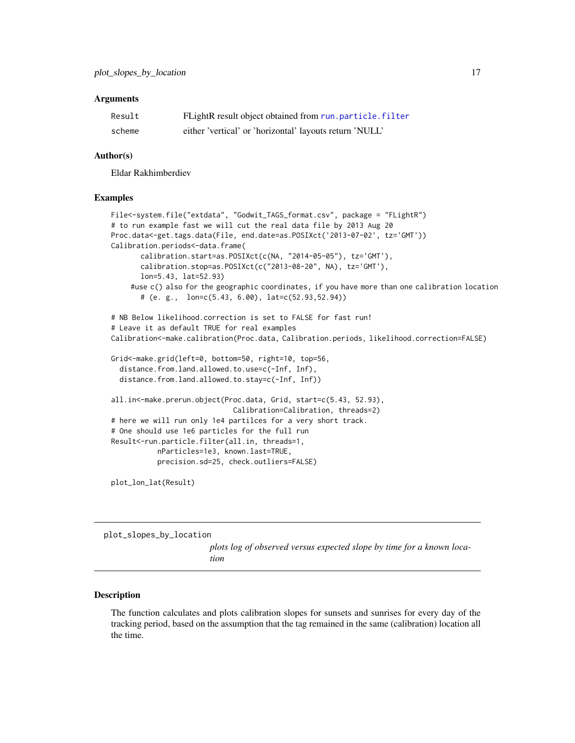### Arguments

| | |
|---|---|
| Result | FLightR result object obtained from run.particle.filter |
| scheme | either 'vertical' or 'horizontal' layouts return 'NULL' |

### Author(s)

Eldar Rakhimberdiev

### Examples

```
File<-system.file("extdata", "Godwit_TAGS_format.csv", package = "FLightR")
# to run example fast we will cut the real data file by 2013 Aug 20
Proc.data<-get.tags.data(File, end.date=as.POSIXct('2013-07-02', tz='GMT'))
Calibration.periods<-data.frame(
       calibration.start=as.POSIXct(c(NA, "2014-05-05"), tz='GMT'),
       calibration.stop=as.POSIXct(c("2013-08-20", NA), tz='GMT'),
       lon=5.43, lat=52.93)
     #use c() also for the geographic coordinates, if you have more than one calibration location
       # (e. g.,  lon=c(5.43, 6.00), lat=c(52.93,52.94))

# NB Below likelihood.correction is set to FALSE for fast run!
# Leave it as default TRUE for real examples
Calibration<-make.calibration(Proc.data, Calibration.periods, likelihood.correction=FALSE)

Grid<-make.grid(left=0, bottom=50, right=10, top=56,
  distance.from.land.allowed.to.use=c(-Inf, Inf),
  distance.from.land.allowed.to.stay=c(-Inf, Inf))

all.in<-make.prerun.object(Proc.data, Grid, start=c(5.43, 52.93),
                             Calibration=Calibration, threads=2)
# here we will run only 1e4 partilces for a very short track.
# One should use 1e6 particles for the full run
Result<-run.particle.filter(all.in, threads=1,
           nParticles=1e3, known.last=TRUE,
           precision.sd=25, check.outliers=FALSE)

plot_lon_lat(Result)
```

---

## plot_slopes_by_location

*plots log of observed versus expected slope by time for a known location*

---

### Description

The function calculates and plots calibration slopes for sunsets and sunrises for every day of the tracking period, based on the assumption that the tag remained in the same (calibration) location all the time.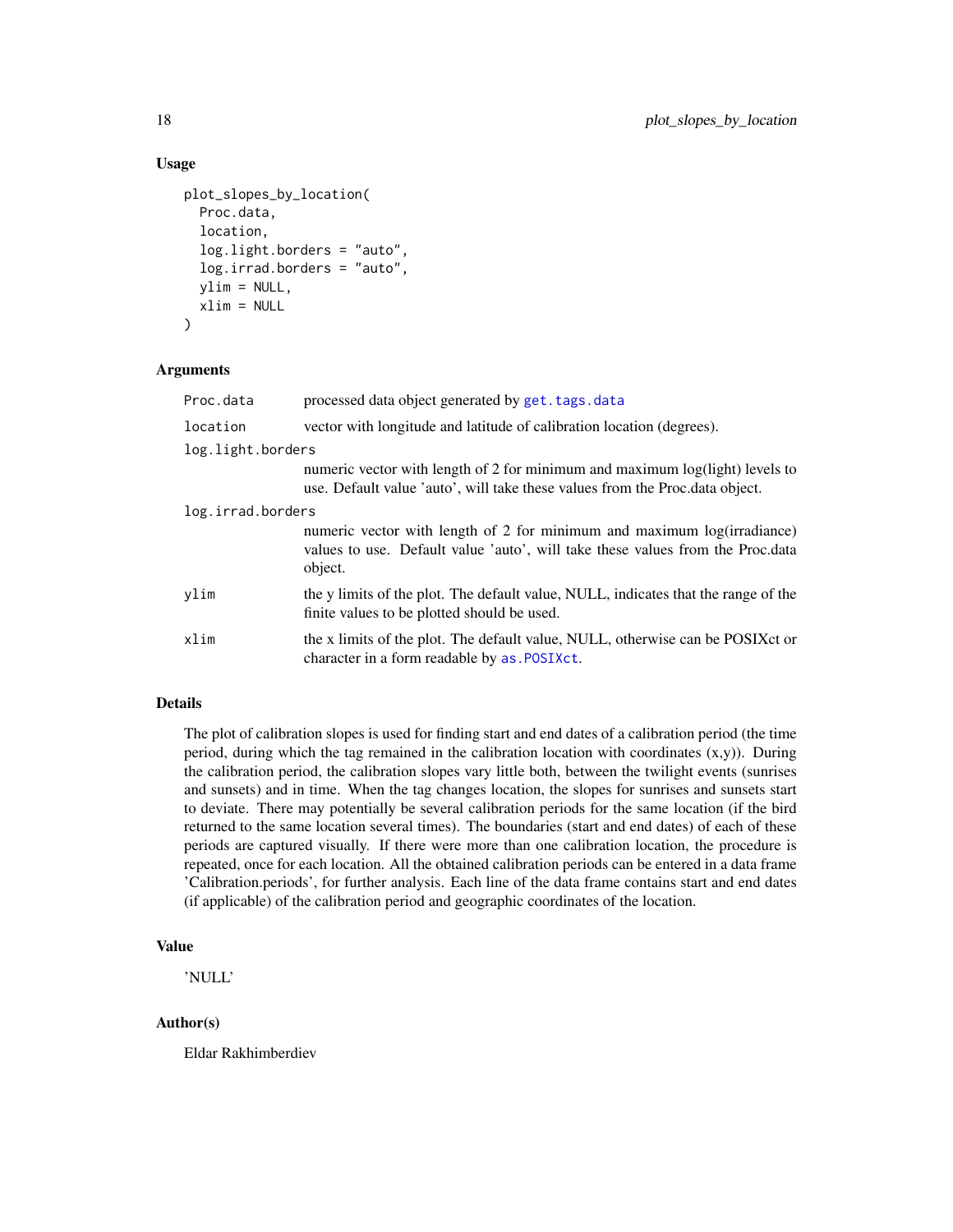## Usage

```
plot_slopes_by_location(
  Proc.data,
  location,
  log.light.borders = "auto",
  log.irrad.borders = "auto",
  ylim = NULL,
  xlim = NULL
)
```

## Arguments

| Argument | Description |
|---|---|
| `Proc.data` | processed data object generated by `get.tags.data` |
| `location` | vector with longitude and latitude of calibration location (degrees). |
| `log.light.borders` | numeric vector with length of 2 for minimum and maximum log(light) levels to use. Default value 'auto', will take these values from the Proc.data object. |
| `log.irrad.borders` | numeric vector with length of 2 for minimum and maximum log(irradiance) values to use. Default value 'auto', will take these values from the Proc.data object. |
| `ylim` | the y limits of the plot. The default value, NULL, indicates that the range of the finite values to be plotted should be used. |
| `xlim` | the x limits of the plot. The default value, NULL, otherwise can be POSIXct or character in a form readable by `as.POSIXct`. |

## Details

The plot of calibration slopes is used for finding start and end dates of a calibration period (the time period, during which the tag remained in the calibration location with coordinates (x,y)). During the calibration period, the calibration slopes vary little both, between the twilight events (sunrises and sunsets) and in time. When the tag changes location, the slopes for sunrises and sunsets start to deviate. There may potentially be several calibration periods for the same location (if the bird returned to the same location several times). The boundaries (start and end dates) of each of these periods are captured visually. If there were more than one calibration location, the procedure is repeated, once for each location. All the obtained calibration periods can be entered in a data frame 'Calibration.periods', for further analysis. Each line of the data frame contains start and end dates (if applicable) of the calibration period and geographic coordinates of the location.

## Value

'NULL'

## Author(s)

Eldar Rakhimberdiev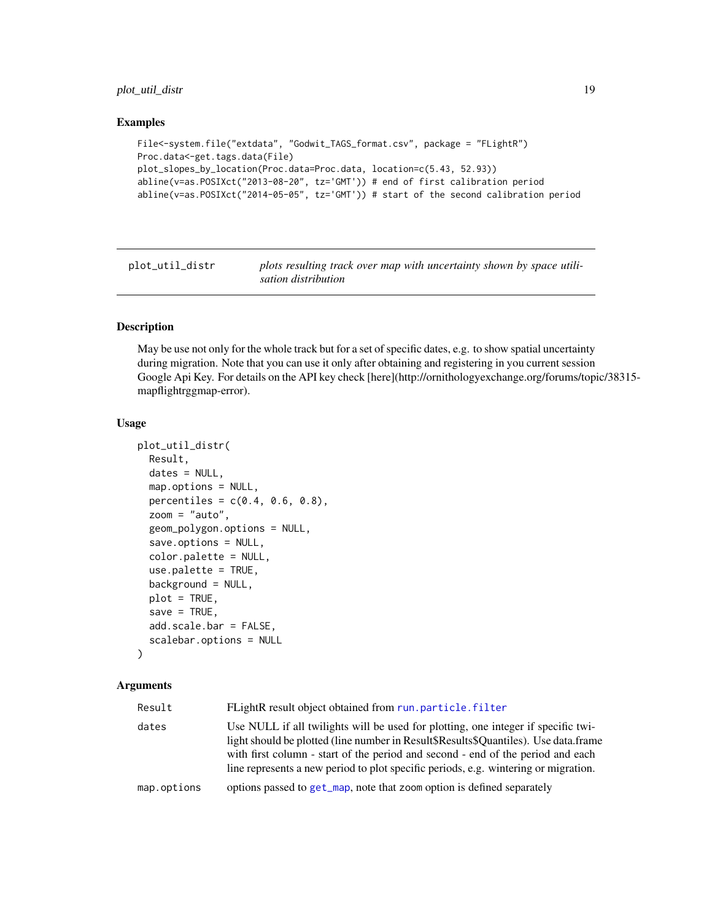## Examples

```
File<-system.file("extdata", "Godwit_TAGS_format.csv", package = "FLightR")
Proc.data<-get.tags.data(File)
plot_slopes_by_location(Proc.data=Proc.data, location=c(5.43, 52.93))
abline(v=as.POSIXct("2013-08-20", tz='GMT')) # end of first calibration period
abline(v=as.POSIXct("2014-05-05", tz='GMT')) # start of the second calibration period
```

---

# plot_util_distr

*plots resulting track over map with uncertainty shown by space utilisation distribution*

## Description

May be use not only for the whole track but for a set of specific dates, e.g. to show spatial uncertainty during migration. Note that you can use it only after obtaining and registering in you current session Google Api Key. For details on the API key check [here](http://ornithologyexchange.org/forums/topic/38315-mapflightrggmap-error).

## Usage

```
plot_util_distr(
  Result,
  dates = NULL,
  map.options = NULL,
  percentiles = c(0.4, 0.6, 0.8),
  zoom = "auto",
  geom_polygon.options = NULL,
  save.options = NULL,
  color.palette = NULL,
  use.palette = TRUE,
  background = NULL,
  plot = TRUE,
  save = TRUE,
  add.scale.bar = FALSE,
  scalebar.options = NULL
)
```

## Arguments

| | |
|---|---|
| `Result` | FLightR result object obtained from `run.particle.filter` |
| `dates` | Use NULL if all twilights will be used for plotting, one integer if specific twilight should be plotted (line number in Result$Results$Quantiles). Use data.frame with first column - start of the period and second - end of the period and each line represents a new period to plot specific periods, e.g. wintering or migration. |
| `map.options` | options passed to `get_map`, note that `zoom` option is defined separately |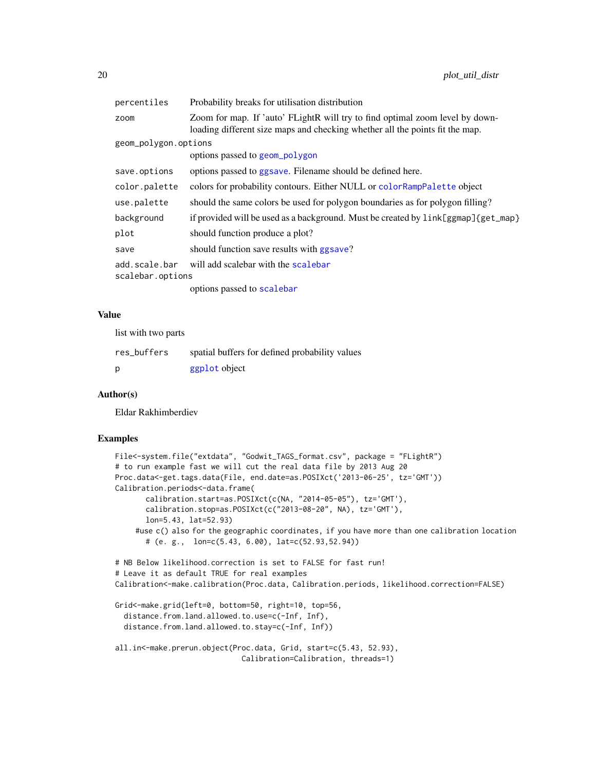| | |
|---|---|
| percentiles | Probability breaks for utilisation distribution |
| zoom | Zoom for map. If 'auto' FLightR will try to find optimal zoom level by downloading different size maps and checking whether all the points fit the map. |
| geom_polygon.options | options passed to geom_polygon |
| save.options | options passed to ggsave. Filename should be defined here. |
| color.palette | colors for probability contours. Either NULL or colorRampPalette object |
| use.palette | should the same colors be used for polygon boundaries as for polygon filling? |
| background | if provided will be used as a background. Must be created by link[ggmap]{get_map} |
| plot | should function produce a plot? |
| save | should function save results with ggsave? |
| add.scale.bar | will add scalebar with the scalebar |
| scalebar.options | options passed to scalebar |

## Value

list with two parts

| | |
|---|---|
| res_buffers | spatial buffers for defined probability values |
| p | ggplot object |

## Author(s)

Eldar Rakhimberdiev

## Examples

```
File<-system.file("extdata", "Godwit_TAGS_format.csv", package = "FLightR")
# to run example fast we will cut the real data file by 2013 Aug 20
Proc.data<-get.tags.data(File, end.date=as.POSIXct('2013-06-25', tz='GMT'))
Calibration.periods<-data.frame(
       calibration.start=as.POSIXct(c(NA, "2014-05-05"), tz='GMT'),
       calibration.stop=as.POSIXct(c("2013-08-20", NA), tz='GMT'),
       lon=5.43, lat=52.93)
     #use c() also for the geographic coordinates, if you have more than one calibration location
       # (e. g.,  lon=c(5.43, 6.00), lat=c(52.93,52.94))

# NB Below likelihood.correction is set to FALSE for fast run!
# Leave it as default TRUE for real examples
Calibration<-make.calibration(Proc.data, Calibration.periods, likelihood.correction=FALSE)

Grid<-make.grid(left=0, bottom=50, right=10, top=56,
  distance.from.land.allowed.to.use=c(-Inf, Inf),
  distance.from.land.allowed.to.stay=c(-Inf, Inf))

all.in<-make.prerun.object(Proc.data, Grid, start=c(5.43, 52.93),
                            Calibration=Calibration, threads=1)
```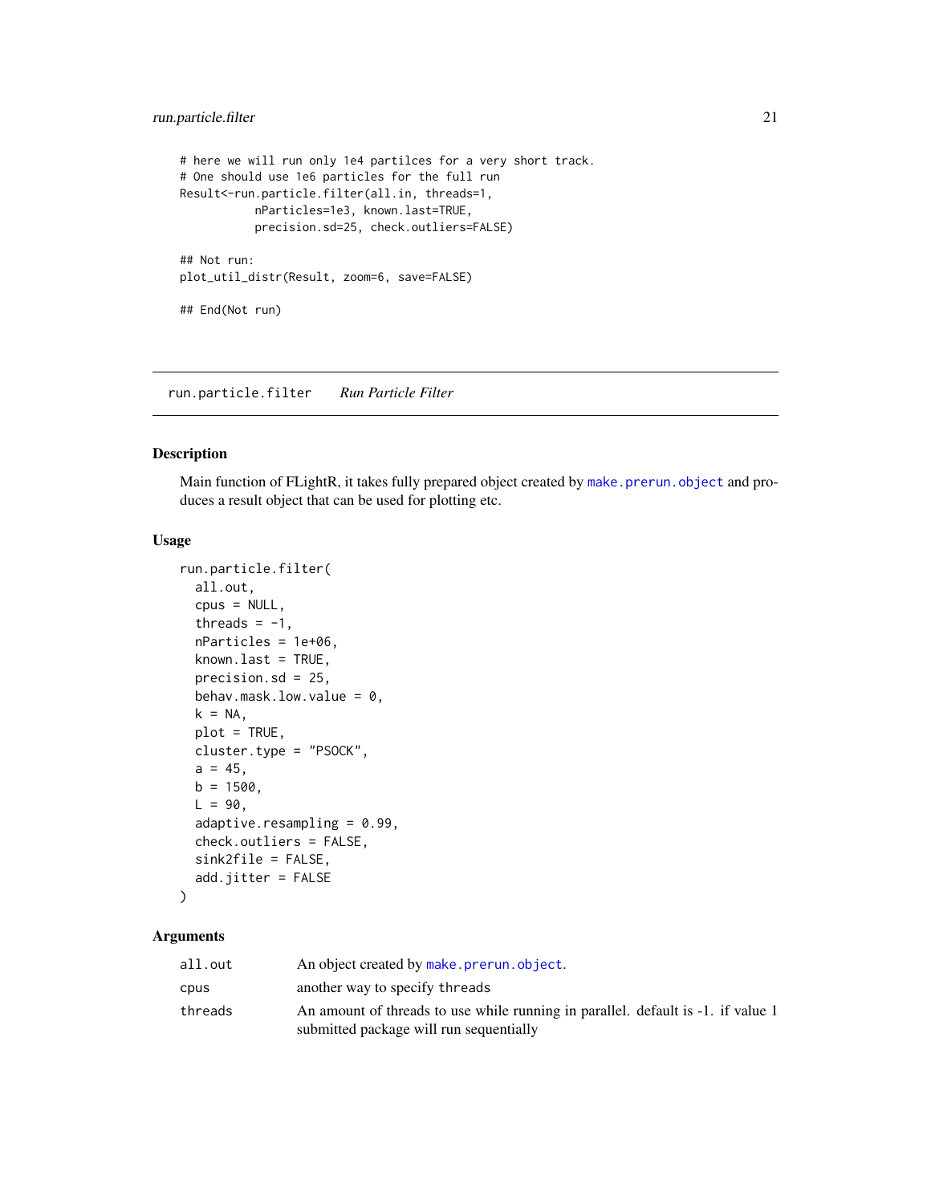```
# here we will run only 1e4 partilces for a very short track.
# One should use 1e6 particles for the full run
Result<-run.particle.filter(all.in, threads=1,
           nParticles=1e3, known.last=TRUE,
           precision.sd=25, check.outliers=FALSE)

## Not run:
plot_util_distr(Result, zoom=6, save=FALSE)

## End(Not run)
```

## run.particle.filter    *Run Particle Filter*

### Description

Main function of FLightR, it takes fully prepared object created by make.prerun.object and produces a result object that can be used for plotting etc.

### Usage

```
run.particle.filter(
  all.out,
  cpus = NULL,
  threads = -1,
  nParticles = 1e+06,
  known.last = TRUE,
  precision.sd = 25,
  behav.mask.low.value = 0,
  k = NA,
  plot = TRUE,
  cluster.type = "PSOCK",
  a = 45,
  b = 1500,
  L = 90,
  adaptive.resampling = 0.99,
  check.outliers = FALSE,
  sink2file = FALSE,
  add.jitter = FALSE
)
```

### Arguments

| | |
|---|---|
| all.out | An object created by make.prerun.object. |
| cpus | another way to specify threads |
| threads | An amount of threads to use while running in parallel. default is -1. if value 1 submitted package will run sequentially |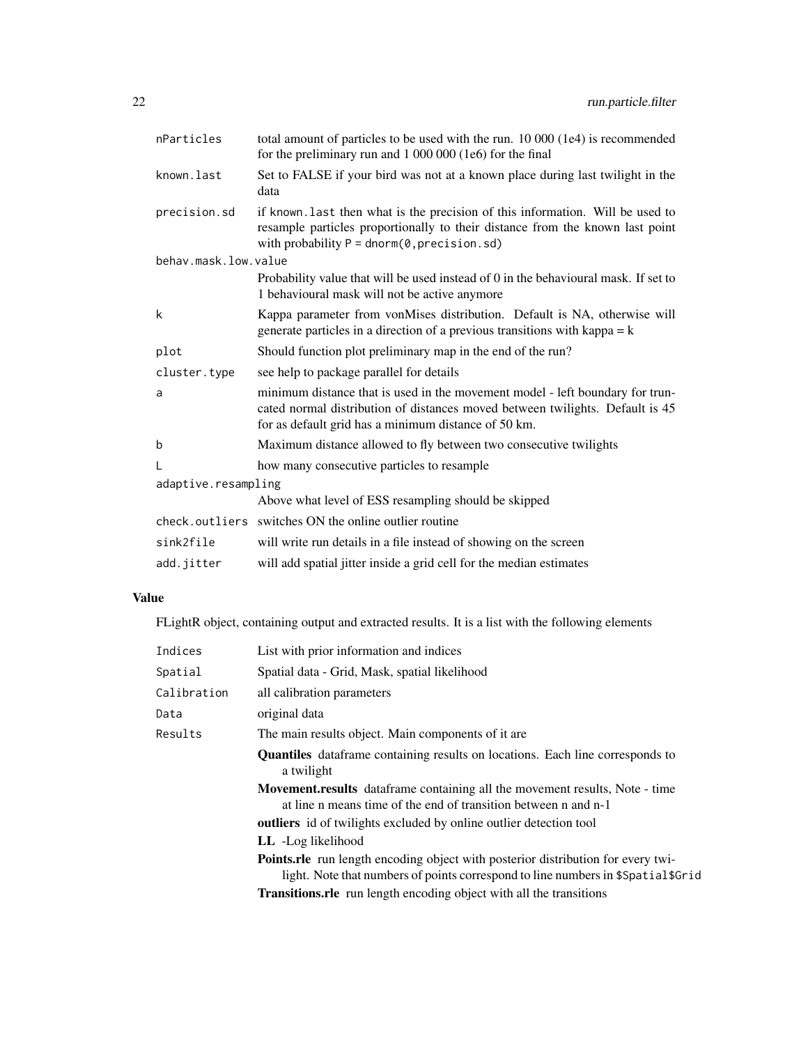| | |
|---|---|
| `nParticles` | total amount of particles to be used with the run. 10 000 (1e4) is recommended for the preliminary run and 1 000 000 (1e6) for the final |
| `known.last` | Set to FALSE if your bird was not at a known place during last twilight in the data |
| `precision.sd` | if `known.last` then what is the precision of this information. Will be used to resample particles proportionally to their distance from the known last point with probability `P = dnorm(0,precision.sd)` |
| `behav.mask.low.value` | Probability value that will be used instead of 0 in the behavioural mask. If set to 1 behavioural mask will not be active anymore |
| `k` | Kappa parameter from vonMises distribution. Default is NA, otherwise will generate particles in a direction of a previous transitions with kappa = k |
| `plot` | Should function plot preliminary map in the end of the run? |
| `cluster.type` | see help to package parallel for details |
| `a` | minimum distance that is used in the movement model - left boundary for truncated normal distribution of distances moved between twilights. Default is 45 for as default grid has a minimum distance of 50 km. |
| `b` | Maximum distance allowed to fly between two consecutive twilights |
| `L` | how many consecutive particles to resample |
| `adaptive.resampling` | Above what level of ESS resampling should be skipped |
| `check.outliers` | switches ON the online outlier routine |
| `sink2file` | will write run details in a file instead of showing on the screen |
| `add.jitter` | will add spatial jitter inside a grid cell for the median estimates |

## Value

FLightR object, containing output and extracted results. It is a list with the following elements

| | |
|---|---|
| `Indices` | List with prior information and indices |
| `Spatial` | Spatial data - Grid, Mask, spatial likelihood |
| `Calibration` | all calibration parameters |
| `Data` | original data |
| `Results` | The main results object. Main components of it are |

- **Quantiles** dataframe containing results on locations. Each line corresponds to a twilight
- **Movement.results** dataframe containing all the movement results, Note - time at line n means time of the end of transition between n and n-1
- **outliers** id of twilights excluded by online outlier detection tool
- **LL** -Log likelihood
- **Points.rle** run length encoding object with posterior distribution for every twilight. Note that numbers of points correspond to line numbers in `$Spatial$Grid`
- **Transitions.rle** run length encoding object with all the transitions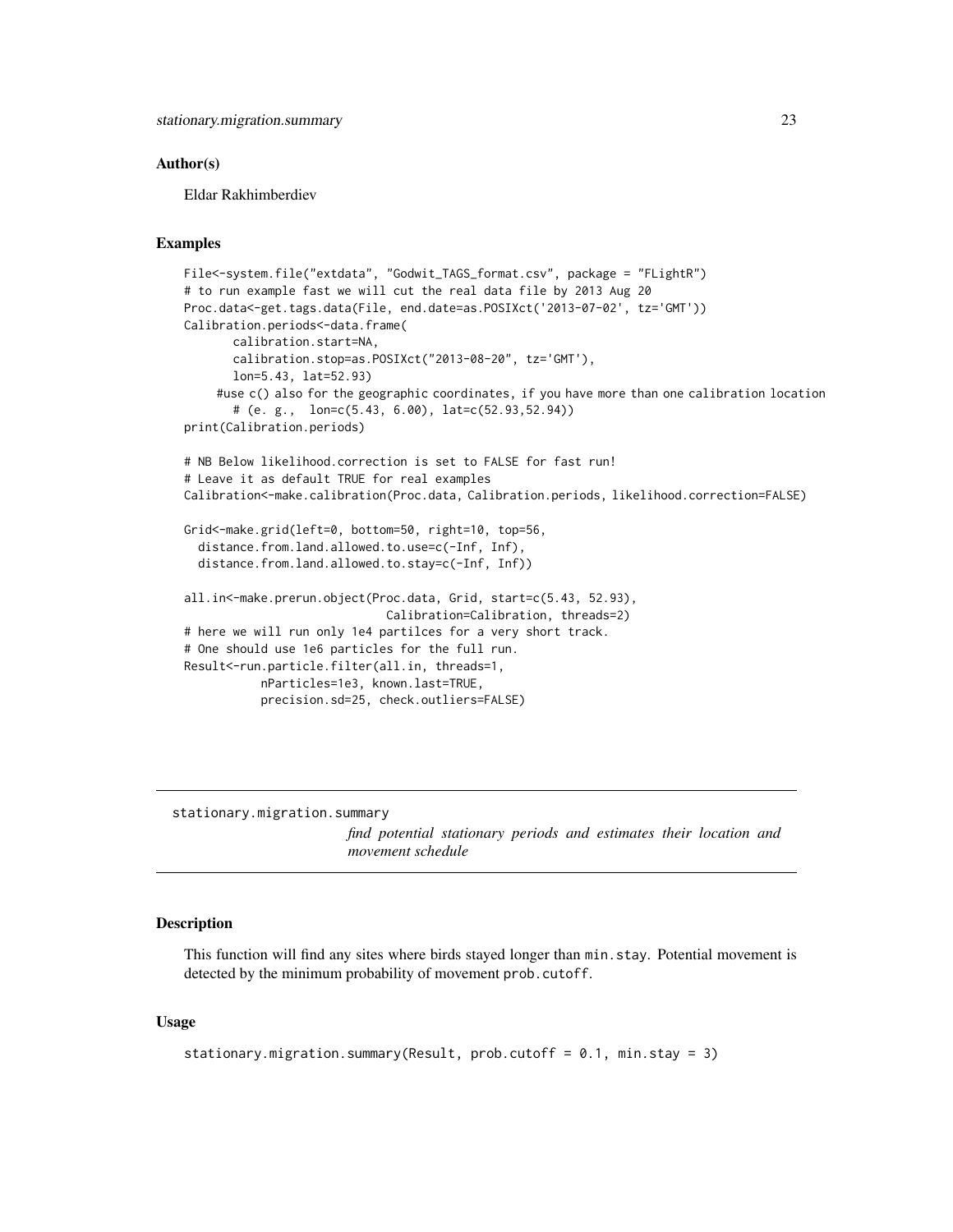### Author(s)

Eldar Rakhimberdiev

### Examples

```
File<-system.file("extdata", "Godwit_TAGS_format.csv", package = "FLightR")
# to run example fast we will cut the real data file by 2013 Aug 20
Proc.data<-get.tags.data(File, end.date=as.POSIXct('2013-07-02', tz='GMT'))
Calibration.periods<-data.frame(
       calibration.start=NA,
       calibration.stop=as.POSIXct("2013-08-20", tz='GMT'),
       lon=5.43, lat=52.93)
     #use c() also for the geographic coordinates, if you have more than one calibration location
       # (e. g.,  lon=c(5.43, 6.00), lat=c(52.93,52.94))
print(Calibration.periods)

# NB Below likelihood.correction is set to FALSE for fast run!
# Leave it as default TRUE for real examples
Calibration<-make.calibration(Proc.data, Calibration.periods, likelihood.correction=FALSE)

Grid<-make.grid(left=0, bottom=50, right=10, top=56,
  distance.from.land.allowed.to.use=c(-Inf, Inf),
  distance.from.land.allowed.to.stay=c(-Inf, Inf))

all.in<-make.prerun.object(Proc.data, Grid, start=c(5.43, 52.93),
                            Calibration=Calibration, threads=2)
# here we will run only 1e4 partilces for a very short track.
# One should use 1e6 particles for the full run.
Result<-run.particle.filter(all.in, threads=1,
           nParticles=1e3, known.last=TRUE,
           precision.sd=25, check.outliers=FALSE)
```

---

## stationary.migration.summary

*find potential stationary periods and estimates their location and movement schedule*

### Description

This function will find any sites where birds stayed longer than `min.stay`. Potential movement is detected by the minimum probability of movement `prob.cutoff`.

### Usage

```
stationary.migration.summary(Result, prob.cutoff = 0.1, min.stay = 3)
```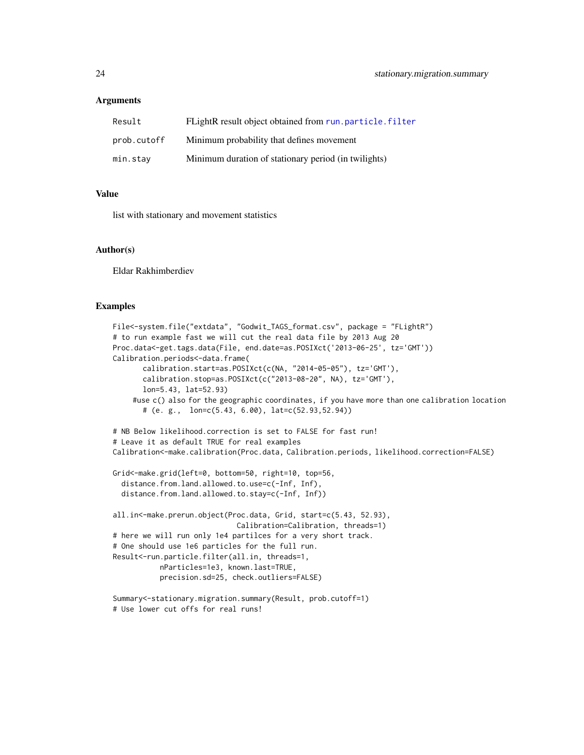### Arguments

| | |
|---|---|
| Result | FLightR result object obtained from run.particle.filter |
| prob.cutoff | Minimum probability that defines movement |
| min.stay | Minimum duration of stationary period (in twilights) |

### Value

list with stationary and movement statistics

### Author(s)

Eldar Rakhimberdiev

### Examples

```
File<-system.file("extdata", "Godwit_TAGS_format.csv", package = "FLightR")
# to run example fast we will cut the real data file by 2013 Aug 20
Proc.data<-get.tags.data(File, end.date=as.POSIXct('2013-06-25', tz='GMT'))
Calibration.periods<-data.frame(
       calibration.start=as.POSIXct(c(NA, "2014-05-05"), tz='GMT'),
       calibration.stop=as.POSIXct(c("2013-08-20", NA), tz='GMT'),
       lon=5.43, lat=52.93)
     #use c() also for the geographic coordinates, if you have more than one calibration location
       # (e. g.,  lon=c(5.43, 6.00), lat=c(52.93,52.94))

# NB Below likelihood.correction is set to FALSE for fast run!
# Leave it as default TRUE for real examples
Calibration<-make.calibration(Proc.data, Calibration.periods, likelihood.correction=FALSE)

Grid<-make.grid(left=0, bottom=50, right=10, top=56,
  distance.from.land.allowed.to.use=c(-Inf, Inf),
  distance.from.land.allowed.to.stay=c(-Inf, Inf))

all.in<-make.prerun.object(Proc.data, Grid, start=c(5.43, 52.93),
                             Calibration=Calibration, threads=1)
# here we will run only 1e4 partilces for a very short track.
# One should use 1e6 particles for the full run.
Result<-run.particle.filter(all.in, threads=1,
           nParticles=1e3, known.last=TRUE,
           precision.sd=25, check.outliers=FALSE)

Summary<-stationary.migration.summary(Result, prob.cutoff=1)
# Use lower cut offs for real runs!
```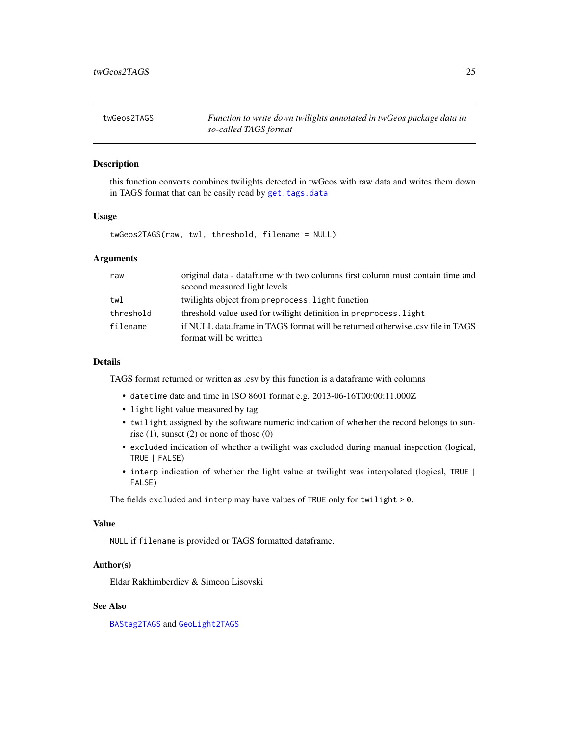## twGeos2TAGS — *Function to write down twilights annotated in twGeos package data in so-called TAGS format*

### Description

this function converts combines twilights detected in twGeos with raw data and writes them down in TAGS format that can be easily read by `get.tags.data`

### Usage

```
twGeos2TAGS(raw, twl, threshold, filename = NULL)
```

### Arguments

| | |
|---|---|
| `raw` | original data - dataframe with two columns first column must contain time and second measured light levels |
| `twl` | twilights object from `preprocess.light` function |
| `threshold` | threshold value used for twilight definition in `preprocess.light` |
| `filename` | if NULL data.frame in TAGS format will be returned otherwise .csv file in TAGS format will be written |

### Details

TAGS format returned or written as .csv by this function is a dataframe with columns

- `datetime` date and time in ISO 8601 format e.g. 2013-06-16T00:00:11.000Z
- `light` light value measured by tag
- `twilight` assigned by the software numeric indication of whether the record belongs to sunrise (1), sunset (2) or none of those (0)
- `excluded` indication of whether a twilight was excluded during manual inspection (logical, `TRUE | FALSE`)
- `interp` indication of whether the light value at twilight was interpolated (logical, `TRUE | FALSE`)

The fields `excluded` and `interp` may have values of `TRUE` only for `twilight > 0`.

### Value

`NULL` if `filename` is provided or TAGS formatted dataframe.

### Author(s)

Eldar Rakhimberdiev & Simeon Lisovski

### See Also

`BAStag2TAGS` and `GeoLight2TAGS`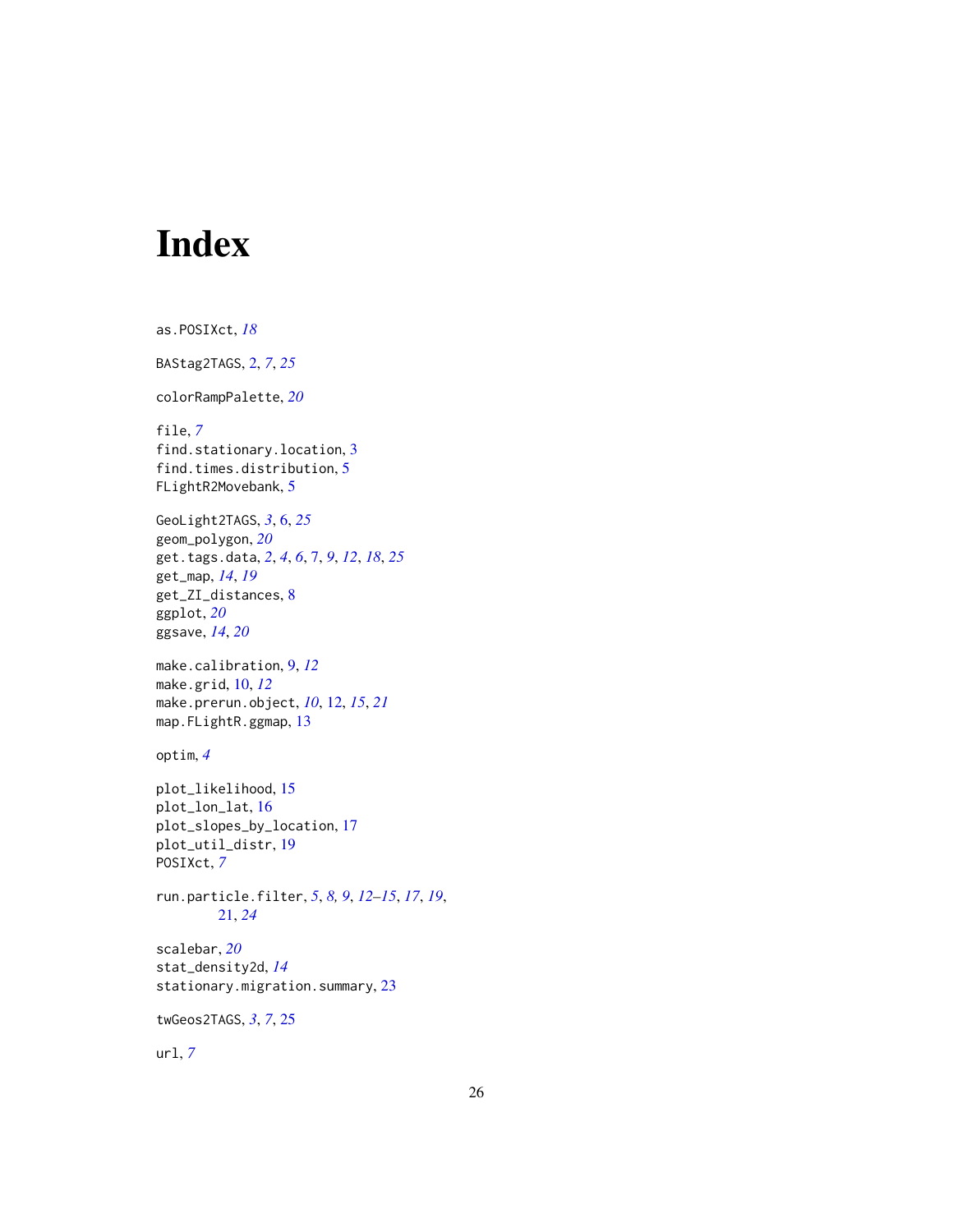# Index

as.POSIXct, *18*

BAStag2TAGS, 2, *7*, *25*

colorRampPalette, *20*

file, *7*
find.stationary.location, 3
find.times.distribution, 5
FLightR2Movebank, 5

GeoLight2TAGS, *3*, 6, *25*
geom_polygon, *20*
get.tags.data, *2*, *4*, *6*, 7, *9*, *12*, *18*, *25*
get_map, *14*, *19*
get_ZI_distances, 8
ggplot, *20*
ggsave, *14*, *20*

make.calibration, 9, *12*
make.grid, 10, *12*
make.prerun.object, *10*, 12, *15*, *21*
map.FLightR.ggmap, 13

optim, *4*

plot_likelihood, 15
plot_lon_lat, 16
plot_slopes_by_location, 17
plot_util_distr, 19
POSIXct, *7*

run.particle.filter, *5*, *8, 9*, *12–15*, *17*, *19*, 21, *24*

scalebar, *20*
stat_density2d, *14*
stationary.migration.summary, 23

twGeos2TAGS, *3*, *7*, 25

url, *7*